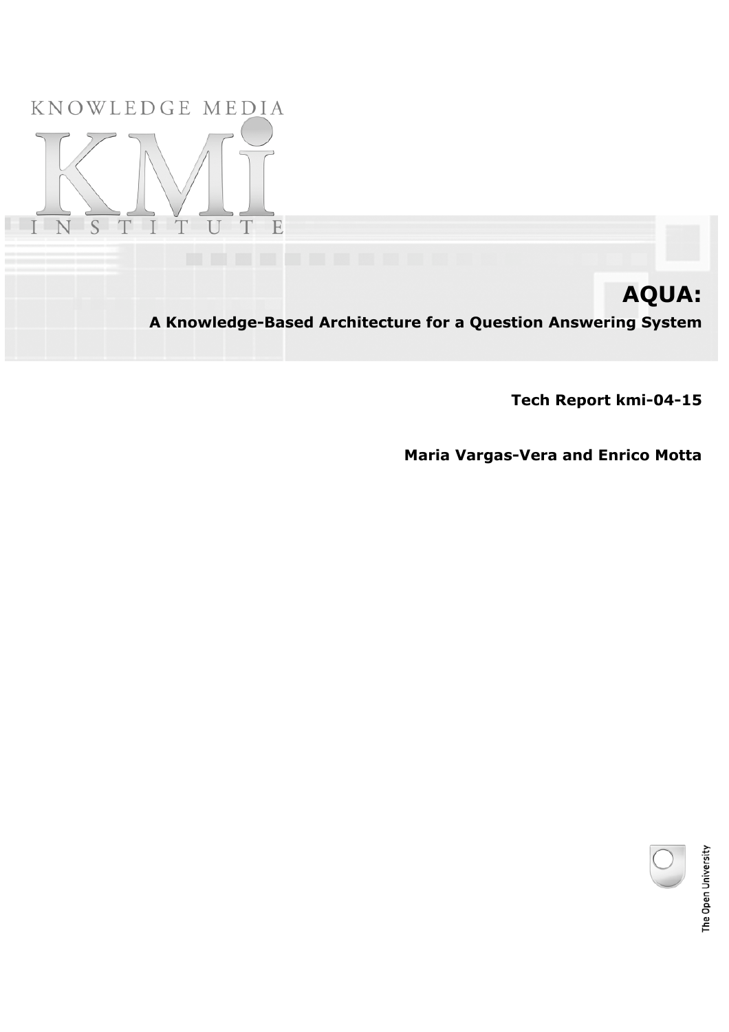KNOWLEDGE MEDIA

KMi

INSTITUTE

# AQUA:

## A Knowledge-Based Architecture for a Question Answering System

**Tech Report kmi-04-15**

**Maria Vargas-Vera and Enrico Motta**

The Open University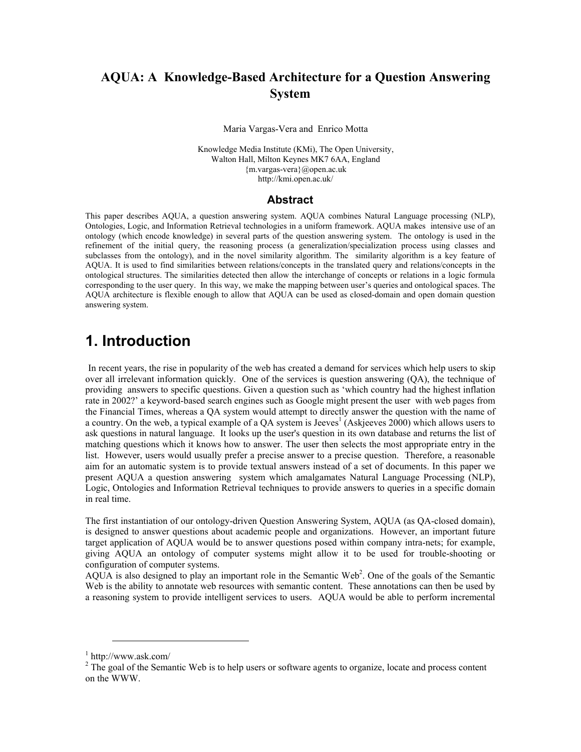# AQUA: A Knowledge-Based Architecture for a Question Answering System

Maria Vargas-Vera and Enrico Motta

Knowledge Media Institute (KMi), The Open University,  
Walton Hall, Milton Keynes MK7 6AA, England  
{m.vargas-vera}@open.ac.uk  
http://kmi.open.ac.uk/

## Abstract

This paper describes AQUA, a question answering system. AQUA combines Natural Language processing (NLP), Ontologies, Logic, and Information Retrieval technologies in a uniform framework. AQUA makes intensive use of an ontology (which encode knowledge) in several parts of the question answering system. The ontology is used in the refinement of the initial query, the reasoning process (a generalization/specialization process using classes and subclasses from the ontology), and in the novel similarity algorithm. The similarity algorithm is a key feature of AQUA. It is used to find similarities between relations/concepts in the translated query and relations/concepts in the ontological structures. The similarities detected then allow the interchange of concepts or relations in a logic formula corresponding to the user query. In this way, we make the mapping between user's queries and ontological spaces. The AQUA architecture is flexible enough to allow that AQUA can be used as closed-domain and open domain question answering system.

# 1. Introduction

In recent years, the rise in popularity of the web has created a demand for services which help users to skip over all irrelevant information quickly. One of the services is question answering (QA), the technique of providing answers to specific questions. Given a question such as 'which country had the highest inflation rate in 2002?' a keyword-based search engines such as Google might present the user with web pages from the Financial Times, whereas a QA system would attempt to directly answer the question with the name of a country. On the web, a typical example of a QA system is Jeeves[1] (Askjeeves 2000) which allows users to ask questions in natural language. It looks up the user's question in its own database and returns the list of matching questions which it knows how to answer. The user then selects the most appropriate entry in the list. However, users would usually prefer a precise answer to a precise question. Therefore, a reasonable aim for an automatic system is to provide textual answers instead of a set of documents. In this paper we present AQUA a question answering system which amalgamates Natural Language Processing (NLP), Logic, Ontologies and Information Retrieval techniques to provide answers to queries in a specific domain in real time.

The first instantiation of our ontology-driven Question Answering System, AQUA (as QA-closed domain), is designed to answer questions about academic people and organizations. However, an important future target application of AQUA would be to answer questions posed within company intra-nets; for example, giving AQUA an ontology of computer systems might allow it to be used for trouble-shooting or configuration of computer systems.

AQUA is also designed to play an important role in the Semantic Web[2]. One of the goals of the Semantic Web is the ability to annotate web resources with semantic content. These annotations can then be used by a reasoning system to provide intelligent services to users. AQUA would be able to perform incremental

---

[1] http://www.ask.com/

[2] The goal of the Semantic Web is to help users or software agents to organize, locate and process content on the WWW.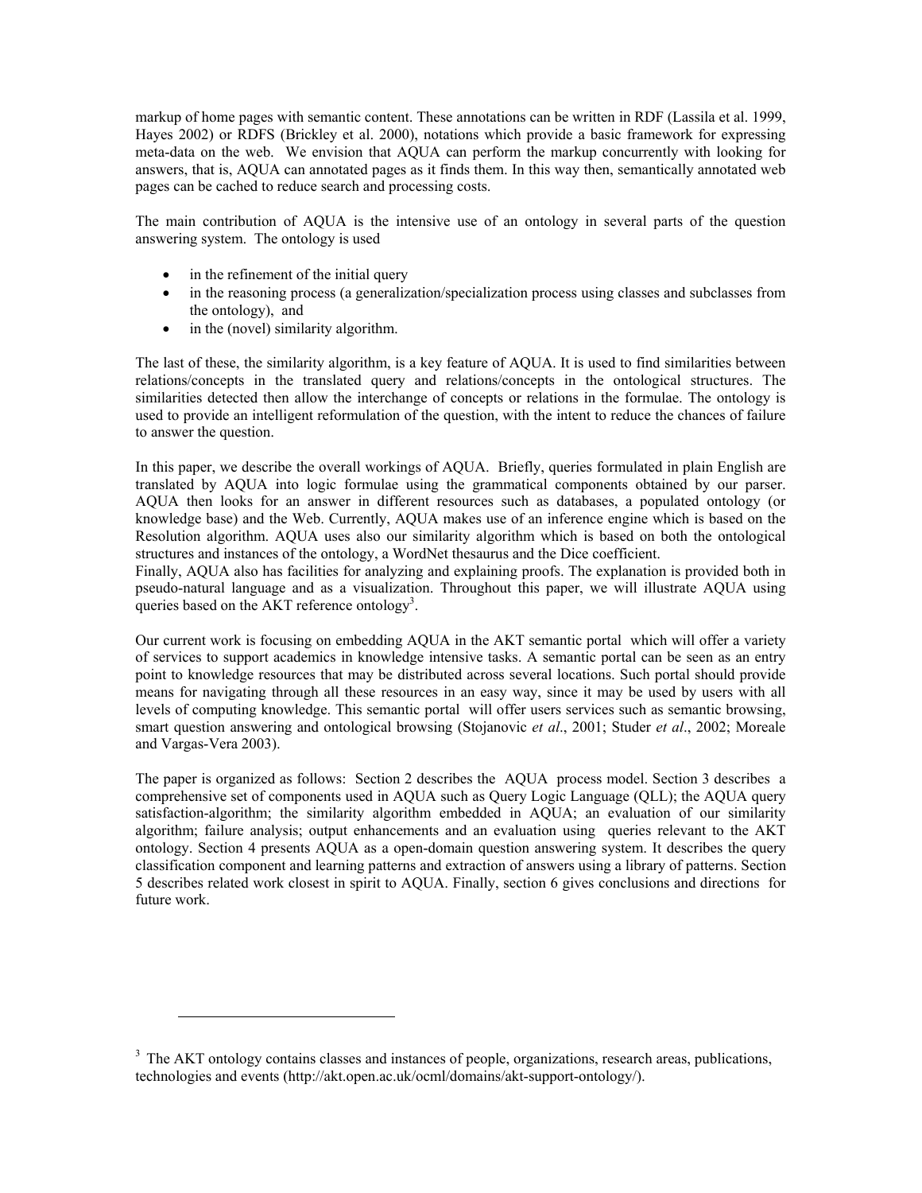markup of home pages with semantic content. These annotations can be written in RDF (Lassila et al. 1999, Hayes 2002) or RDFS (Brickley et al. 2000), notations which provide a basic framework for expressing meta-data on the web. We envision that AQUA can perform the markup concurrently with looking for answers, that is, AQUA can annotated pages as it finds them. In this way then, semantically annotated web pages can be cached to reduce search and processing costs.

The main contribution of AQUA is the intensive use of an ontology in several parts of the question answering system. The ontology is used

- in the refinement of the initial query
- in the reasoning process (a generalization/specialization process using classes and subclasses from the ontology), and
- in the (novel) similarity algorithm.

The last of these, the similarity algorithm, is a key feature of AQUA. It is used to find similarities between relations/concepts in the translated query and relations/concepts in the ontological structures. The similarities detected then allow the interchange of concepts or relations in the formulae. The ontology is used to provide an intelligent reformulation of the question, with the intent to reduce the chances of failure to answer the question.

In this paper, we describe the overall workings of AQUA. Briefly, queries formulated in plain English are translated by AQUA into logic formulae using the grammatical components obtained by our parser. AQUA then looks for an answer in different resources such as databases, a populated ontology (or knowledge base) and the Web. Currently, AQUA makes use of an inference engine which is based on the Resolution algorithm. AQUA uses also our similarity algorithm which is based on both the ontological structures and instances of the ontology, a WordNet thesaurus and the Dice coefficient.
Finally, AQUA also has facilities for analyzing and explaining proofs. The explanation is provided both in pseudo-natural language and as a visualization. Throughout this paper, we will illustrate AQUA using queries based on the AKT reference ontology[3].

Our current work is focusing on embedding AQUA in the AKT semantic portal which will offer a variety of services to support academics in knowledge intensive tasks. A semantic portal can be seen as an entry point to knowledge resources that may be distributed across several locations. Such portal should provide means for navigating through all these resources in an easy way, since it may be used by users with all levels of computing knowledge. This semantic portal will offer users services such as semantic browsing, smart question answering and ontological browsing (Stojanovic *et al*., 2001; Studer *et al*., 2002; Moreale and Vargas-Vera 2003).

The paper is organized as follows: Section 2 describes the AQUA process model. Section 3 describes a comprehensive set of components used in AQUA such as Query Logic Language (QLL); the AQUA query satisfaction-algorithm; the similarity algorithm embedded in AQUA; an evaluation of our similarity algorithm; failure analysis; output enhancements and an evaluation using queries relevant to the AKT ontology. Section 4 presents AQUA as a open-domain question answering system. It describes the query classification component and learning patterns and extraction of answers using a library of patterns. Section 5 describes related work closest in spirit to AQUA. Finally, section 6 gives conclusions and directions for future work.

---

[3] The AKT ontology contains classes and instances of people, organizations, research areas, publications, technologies and events (http://akt.open.ac.uk/ocml/domains/akt-support-ontology/).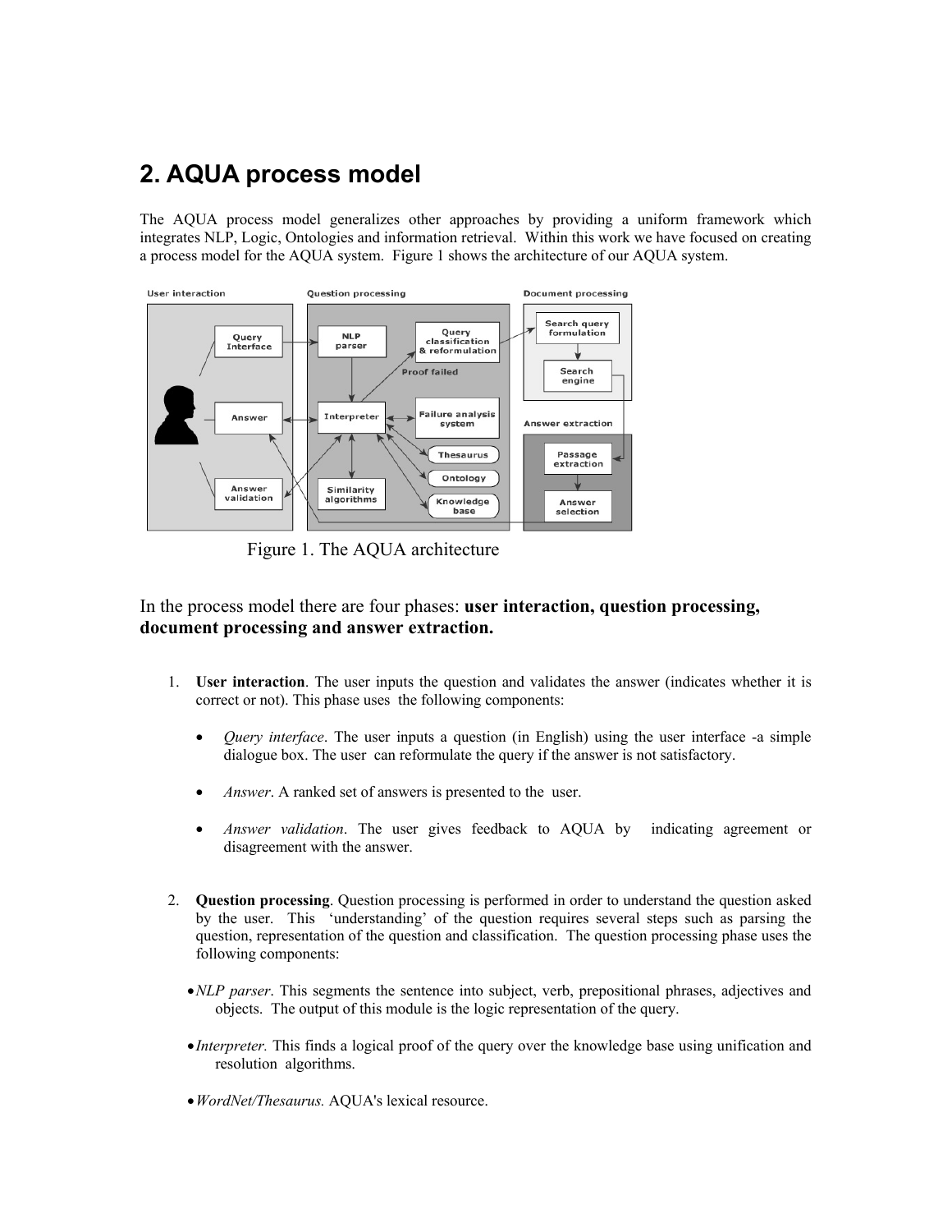## 2. AQUA process model

The AQUA process model generalizes other approaches by providing a uniform framework which integrates NLP, Logic, Ontologies and information retrieval. Within this work we have focused on creating a process model for the AQUA system. Figure 1 shows the architecture of our AQUA system.

Figure 1. The AQUA architecture

In the process model there are four phases: **user interaction, question processing, document processing and answer extraction.**

1. **User interaction**. The user inputs the question and validates the answer (indicates whether it is correct or not). This phase uses the following components:

    - *Query interface*. The user inputs a question (in English) using the user interface -a simple dialogue box. The user can reformulate the query if the answer is not satisfactory.

    - *Answer*. A ranked set of answers is presented to the user.

    - *Answer validation*. The user gives feedback to AQUA by indicating agreement or disagreement with the answer.

2. **Question processing**. Question processing is performed in order to understand the question asked by the user. This 'understanding' of the question requires several steps such as parsing the question, representation of the question and classification. The question processing phase uses the following components:

    - *NLP parser*. This segments the sentence into subject, verb, prepositional phrases, adjectives and objects. The output of this module is the logic representation of the query.

    - *Interpreter.* This finds a logical proof of the query over the knowledge base using unification and resolution algorithms.

    - *WordNet/Thesaurus.* AQUA's lexical resource.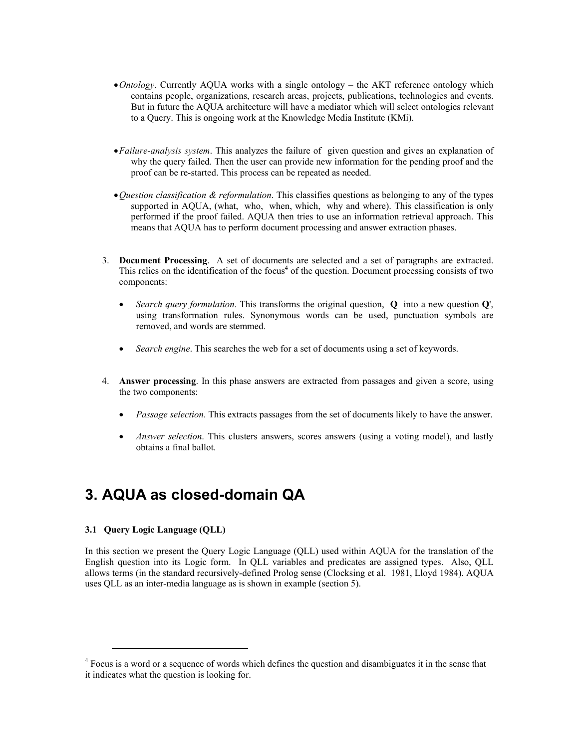- *Ontology*. Currently AQUA works with a single ontology – the AKT reference ontology which contains people, organizations, research areas, projects, publications, technologies and events. But in future the AQUA architecture will have a mediator which will select ontologies relevant to a Query. This is ongoing work at the Knowledge Media Institute (KMi).

- *Failure-analysis system*. This analyzes the failure of given question and gives an explanation of why the query failed. Then the user can provide new information for the pending proof and the proof can be re-started. This process can be repeated as needed.

- *Question classification & reformulation*. This classifies questions as belonging to any of the types supported in AQUA, (what, who, when, which, why and where). This classification is only performed if the proof failed. AQUA then tries to use an information retrieval approach. This means that AQUA has to perform document processing and answer extraction phases.

3. **Document Processing**. A set of documents are selected and a set of paragraphs are extracted. This relies on the identification of the focus[4] of the question. Document processing consists of two components:

   - *Search query formulation*. This transforms the original question, **Q** into a new question **Q'**, using transformation rules. Synonymous words can be used, punctuation symbols are removed, and words are stemmed.

   - *Search engine*. This searches the web for a set of documents using a set of keywords.

4. **Answer processing**. In this phase answers are extracted from passages and given a score, using the two components:

   - *Passage selection*. This extracts passages from the set of documents likely to have the answer.

   - *Answer selection*. This clusters answers, scores answers (using a voting model), and lastly obtains a final ballot.

# 3. AQUA as closed-domain QA

### 3.1 Query Logic Language (QLL)

In this section we present the Query Logic Language (QLL) used within AQUA for the translation of the English question into its Logic form. In QLL variables and predicates are assigned types. Also, QLL allows terms (in the standard recursively-defined Prolog sense (Clocksing et al. 1981, Lloyd 1984). AQUA uses QLL as an inter-media language as is shown in example (section 5).

---

[4] Focus is a word or a sequence of words which defines the question and disambiguates it in the sense that it indicates what the question is looking for.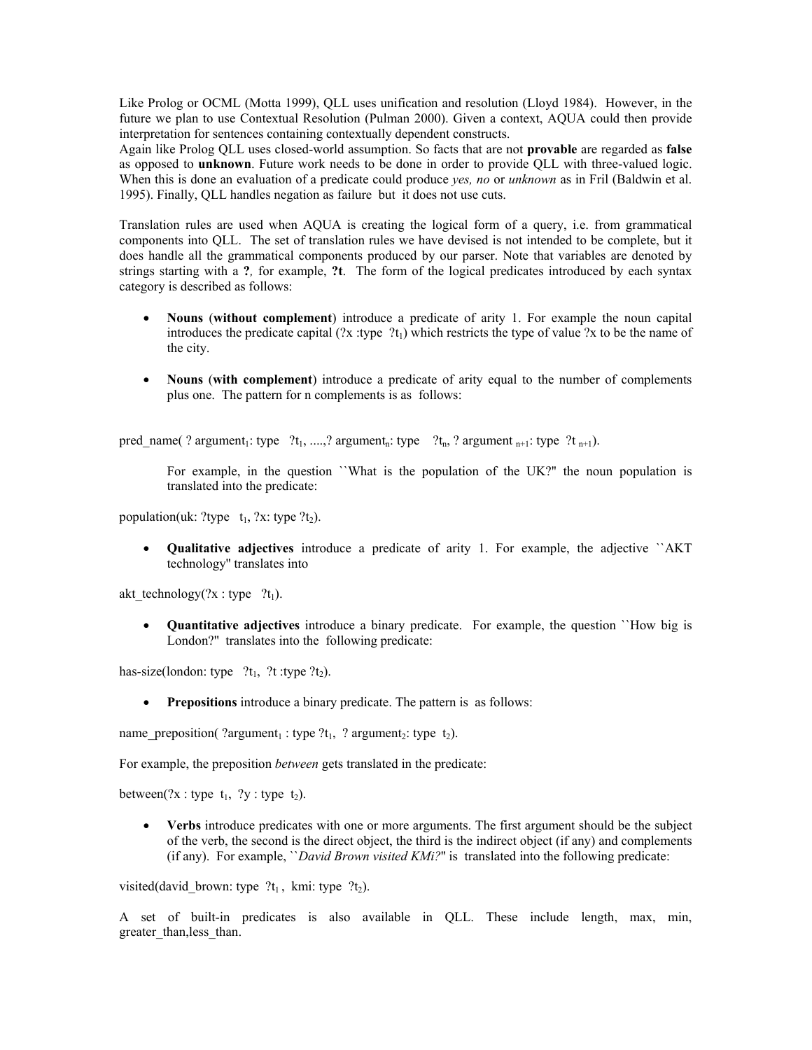Like Prolog or OCML (Motta 1999), QLL uses unification and resolution (Lloyd 1984). However, in the future we plan to use Contextual Resolution (Pulman 2000). Given a context, AQUA could then provide interpretation for sentences containing contextually dependent constructs.
Again like Prolog QLL uses closed-world assumption. So facts that are not **provable** are regarded as **false** as opposed to **unknown**. Future work needs to be done in order to provide QLL with three-valued logic. When this is done an evaluation of a predicate could produce *yes, no* or *unknown* as in Fril (Baldwin et al. 1995). Finally, QLL handles negation as failure but it does not use cuts.

Translation rules are used when AQUA is creating the logical form of a query, i.e. from grammatical components into QLL. The set of translation rules we have devised is not intended to be complete, but it does handle all the grammatical components produced by our parser. Note that variables are denoted by strings starting with a **?**, for example, **?t**. The form of the logical predicates introduced by each syntax category is described as follows:

- **Nouns** (**without complement**) introduce a predicate of arity 1. For example the noun capital introduces the predicate capital (?x :type ?$t_1$) which restricts the type of value ?x to be the name of the city.

- **Nouns** (**with complement**) introduce a predicate of arity equal to the number of complements plus one. The pattern for n complements is as follows:

pred_name( ? $argument_1$: type ?$t_1$, ....,? $argument_n$: type ?$t_n$, ? $argument_{n+1}$: type ?$t_{n+1}$).

For example, in the question ``What is the population of the UK?'' the noun population is translated into the predicate:

population(uk: ?type $t_1$, ?x: type ?$t_2$).

- **Qualitative adjectives** introduce a predicate of arity 1. For example, the adjective ``AKT technology'' translates into

akt_technology(?x : type ?$t_1$).

- **Quantitative adjectives** introduce a binary predicate. For example, the question ``How big is London?'' translates into the following predicate:

has-size(london: type ?$t_1$, ?t :type ?$t_2$).

- **Prepositions** introduce a binary predicate. The pattern is as follows:

name_preposition( ?$argument_1$ : type ?$t_1$, ? $argument_2$: type $t_2$).

For example, the preposition *between* gets translated in the predicate:

between(?x : type $t_1$, ?y : type $t_2$).

- **Verbs** introduce predicates with one or more arguments. The first argument should be the subject of the verb, the second is the direct object, the third is the indirect object (if any) and complements (if any). For example, ``*David Brown visited KMi?*'' is translated into the following predicate:

visited(david_brown: type ?$t_1$ , kmi: type ?$t_2$).

A set of built-in predicates is also available in QLL. These include length, max, min, greater_than,less_than.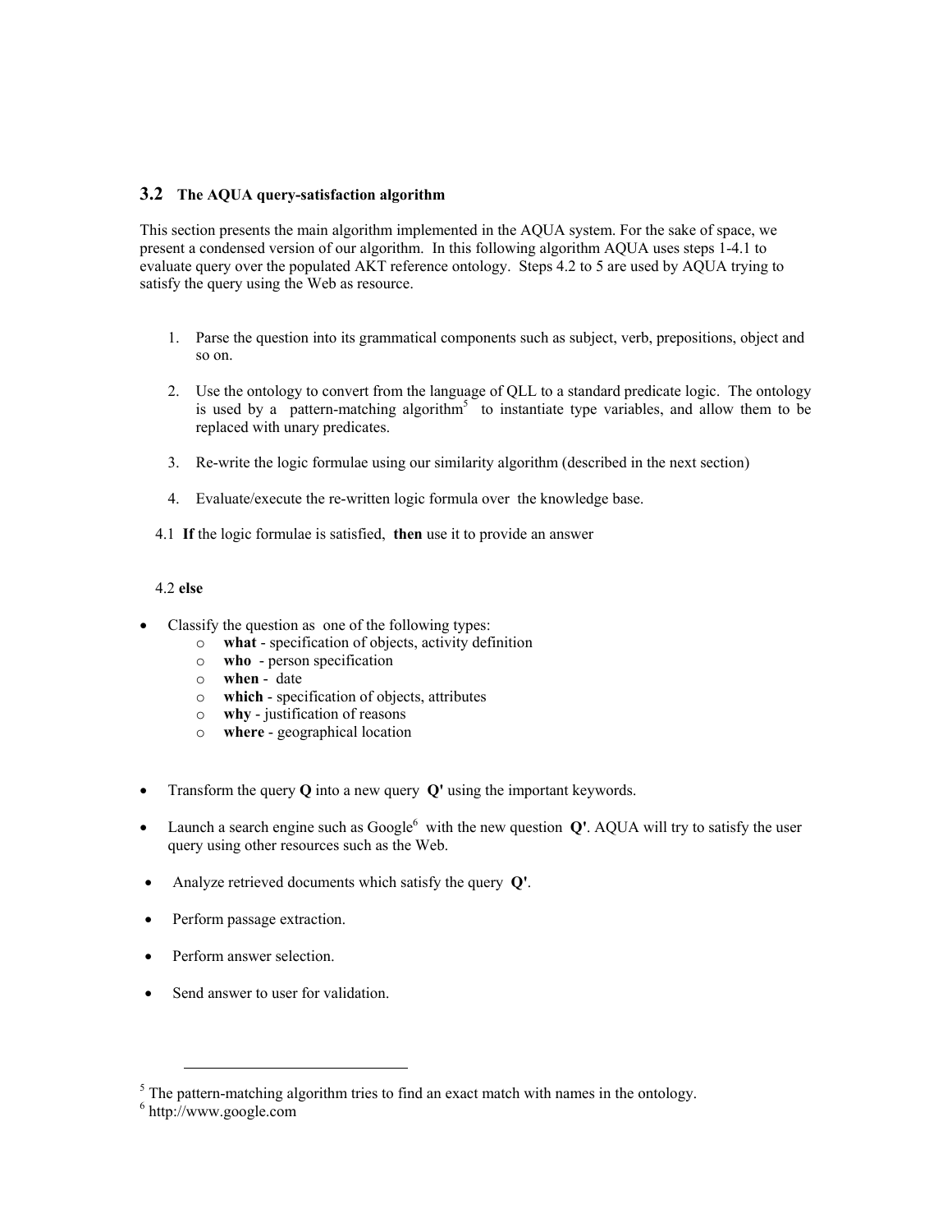### 3.2 The AQUA query-satisfaction algorithm

This section presents the main algorithm implemented in the AQUA system. For the sake of space, we present a condensed version of our algorithm. In this following algorithm AQUA uses steps 1-4.1 to evaluate query over the populated AKT reference ontology. Steps 4.2 to 5 are used by AQUA trying to satisfy the query using the Web as resource.

1. Parse the question into its grammatical components such as subject, verb, prepositions, object and so on.

2. Use the ontology to convert from the language of QLL to a standard predicate logic. The ontology is used by a pattern-matching algorithm[5] to instantiate type variables, and allow them to be replaced with unary predicates.

3. Re-write the logic formulae using our similarity algorithm (described in the next section)

4. Evaluate/execute the re-written logic formula over the knowledge base.

4.1 **If** the logic formulae is satisfied, **then** use it to provide an answer

4.2 **else**

- Classify the question as one of the following types:
  - **what** - specification of objects, activity definition
  - **who** - person specification
  - **when** - date
  - **which** - specification of objects, attributes
  - **why** - justification of reasons
  - **where** - geographical location

- Transform the query **Q** into a new query **Q'** using the important keywords.

- Launch a search engine such as Google[6] with the new question **Q'**. AQUA will try to satisfy the user query using other resources such as the Web.

- Analyze retrieved documents which satisfy the query **Q'**.

- Perform passage extraction.

- Perform answer selection.

- Send answer to user for validation.

---

[5] The pattern-matching algorithm tries to find an exact match with names in the ontology.

[6] http://www.google.com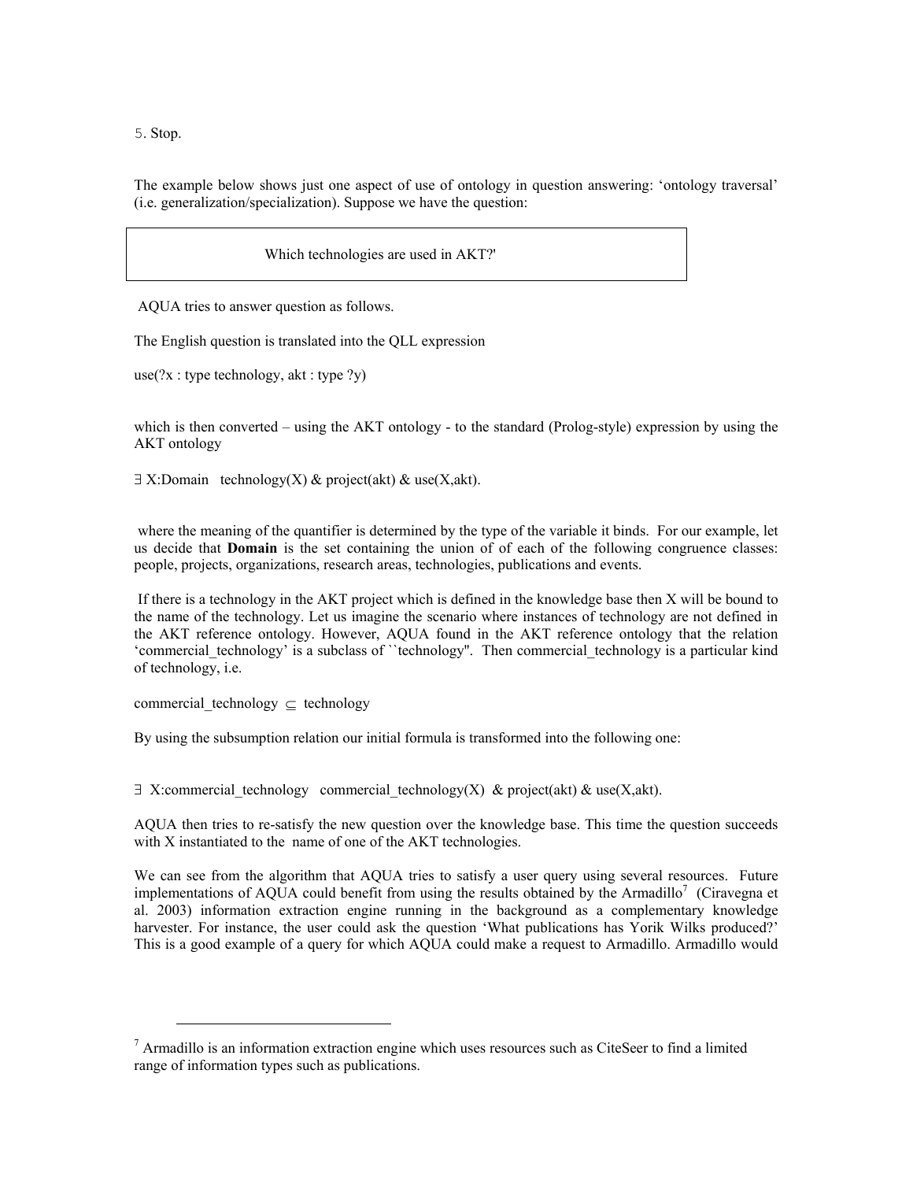5. Stop.

The example below shows just one aspect of use of ontology in question answering: ‘ontology traversal’ (i.e. generalization/specialization). Suppose we have the question:

> Which technologies are used in AKT?'

AQUA tries to answer question as follows.

The English question is translated into the QLL expression

use(?x : type technology, akt : type ?y)

which is then converted – using the AKT ontology - to the standard (Prolog-style) expression by using the AKT ontology

$\exists$ X:Domain technology(X) & project(akt) & use(X,akt).

where the meaning of the quantifier is determined by the type of the variable it binds. For our example, let us decide that **Domain** is the set containing the union of of each of the following congruence classes: people, projects, organizations, research areas, technologies, publications and events.

If there is a technology in the AKT project which is defined in the knowledge base then X will be bound to the name of the technology. Let us imagine the scenario where instances of technology are not defined in the AKT reference ontology. However, AQUA found in the AKT reference ontology that the relation ‘commercial_technology’ is a subclass of ``technology''. Then commercial_technology is a particular kind of technology, i.e.

commercial_technology $\subseteq$ technology

By using the subsumption relation our initial formula is transformed into the following one:

$\exists$ X:commercial_technology commercial_technology(X) & project(akt) & use(X,akt).

AQUA then tries to re-satisfy the new question over the knowledge base. This time the question succeeds with X instantiated to the name of one of the AKT technologies.

We can see from the algorithm that AQUA tries to satisfy a user query using several resources. Future implementations of AQUA could benefit from using the results obtained by the Armadillo[7] (Ciravegna et al. 2003) information extraction engine running in the background as a complementary knowledge harvester. For instance, the user could ask the question ‘What publications has Yorik Wilks produced?’ This is a good example of a query for which AQUA could make a request to Armadillo. Armadillo would

[7] Armadillo is an information extraction engine which uses resources such as CiteSeer to find a limited range of information types such as publications.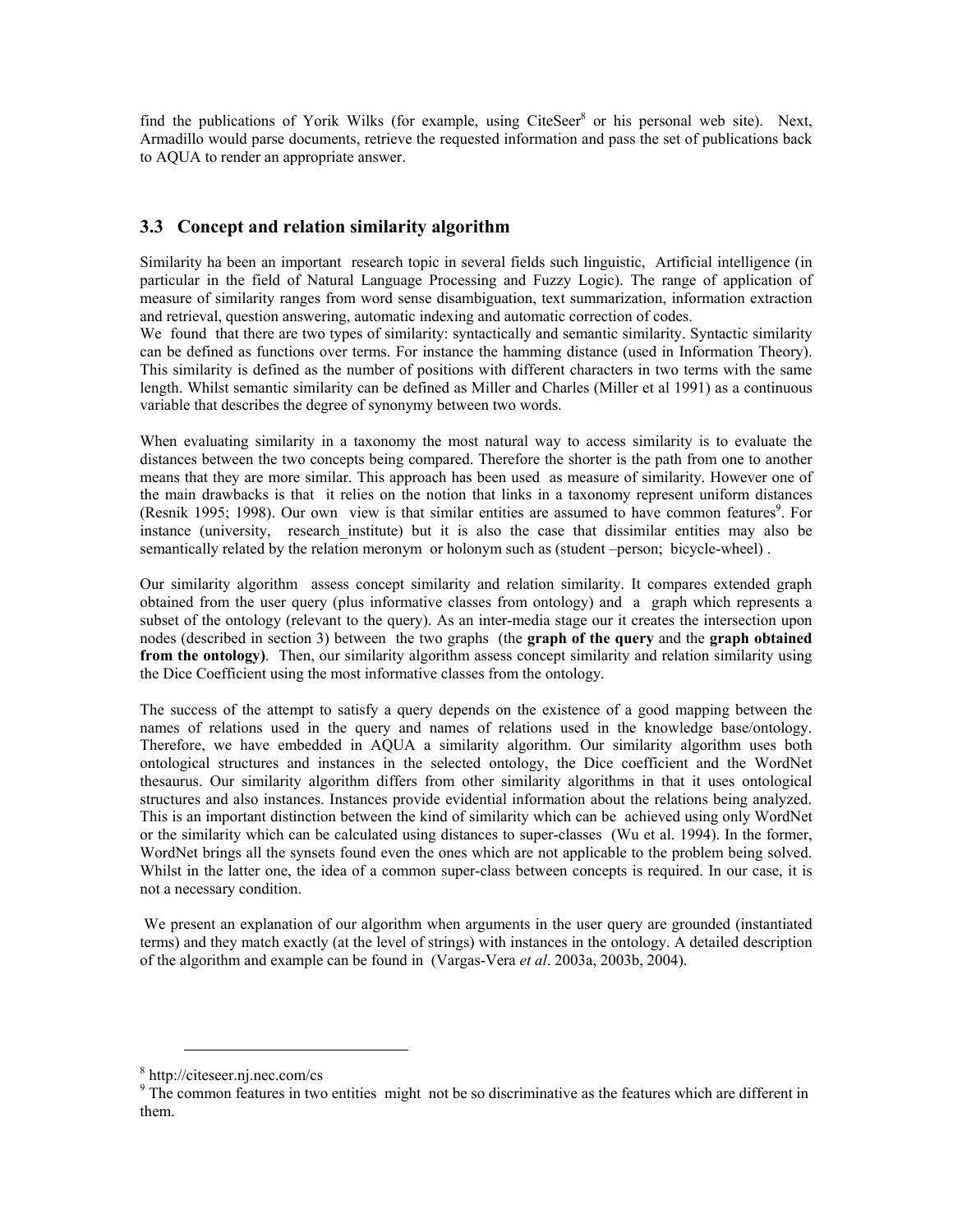find the publications of Yorik Wilks (for example, using CiteSeer[8] or his personal web site). Next, Armadillo would parse documents, retrieve the requested information and pass the set of publications back to AQUA to render an appropriate answer.

### 3.3 Concept and relation similarity algorithm

Similarity ha been an important research topic in several fields such linguistic, Artificial intelligence (in particular in the field of Natural Language Processing and Fuzzy Logic). The range of application of measure of similarity ranges from word sense disambiguation, text summarization, information extraction and retrieval, question answering, automatic indexing and automatic correction of codes.
We found that there are two types of similarity: syntactically and semantic similarity. Syntactic similarity can be defined as functions over terms. For instance the hamming distance (used in Information Theory). This similarity is defined as the number of positions with different characters in two terms with the same length. Whilst semantic similarity can be defined as Miller and Charles (Miller et al 1991) as a continuous variable that describes the degree of synonymy between two words.

When evaluating similarity in a taxonomy the most natural way to access similarity is to evaluate the distances between the two concepts being compared. Therefore the shorter is the path from one to another means that they are more similar. This approach has been used as measure of similarity. However one of the main drawbacks is that it relies on the notion that links in a taxonomy represent uniform distances (Resnik 1995; 1998). Our own view is that similar entities are assumed to have common features[9]. For instance (university, research_institute) but it is also the case that dissimilar entities may also be semantically related by the relation meronym or holonym such as (student –person; bicycle-wheel) .

Our similarity algorithm assess concept similarity and relation similarity. It compares extended graph obtained from the user query (plus informative classes from ontology) and a graph which represents a subset of the ontology (relevant to the query). As an inter-media stage our it creates the intersection upon nodes (described in section 3) between the two graphs (the **graph of the query** and the **graph obtained from the ontology)**. Then, our similarity algorithm assess concept similarity and relation similarity using the Dice Coefficient using the most informative classes from the ontology.

The success of the attempt to satisfy a query depends on the existence of a good mapping between the names of relations used in the query and names of relations used in the knowledge base/ontology. Therefore, we have embedded in AQUA a similarity algorithm. Our similarity algorithm uses both ontological structures and instances in the selected ontology, the Dice coefficient and the WordNet thesaurus. Our similarity algorithm differs from other similarity algorithms in that it uses ontological structures and also instances. Instances provide evidential information about the relations being analyzed. This is an important distinction between the kind of similarity which can be achieved using only WordNet or the similarity which can be calculated using distances to super-classes (Wu et al. 1994). In the former, WordNet brings all the synsets found even the ones which are not applicable to the problem being solved. Whilst in the latter one, the idea of a common super-class between concepts is required. In our case, it is not a necessary condition.

We present an explanation of our algorithm when arguments in the user query are grounded (instantiated terms) and they match exactly (at the level of strings) with instances in the ontology. A detailed description of the algorithm and example can be found in (Vargas-Vera *et al*. 2003a, 2003b, 2004).

---

[8] http://citeseer.nj.nec.com/cs

[9] The common features in two entities might not be so discriminative as the features which are different in them.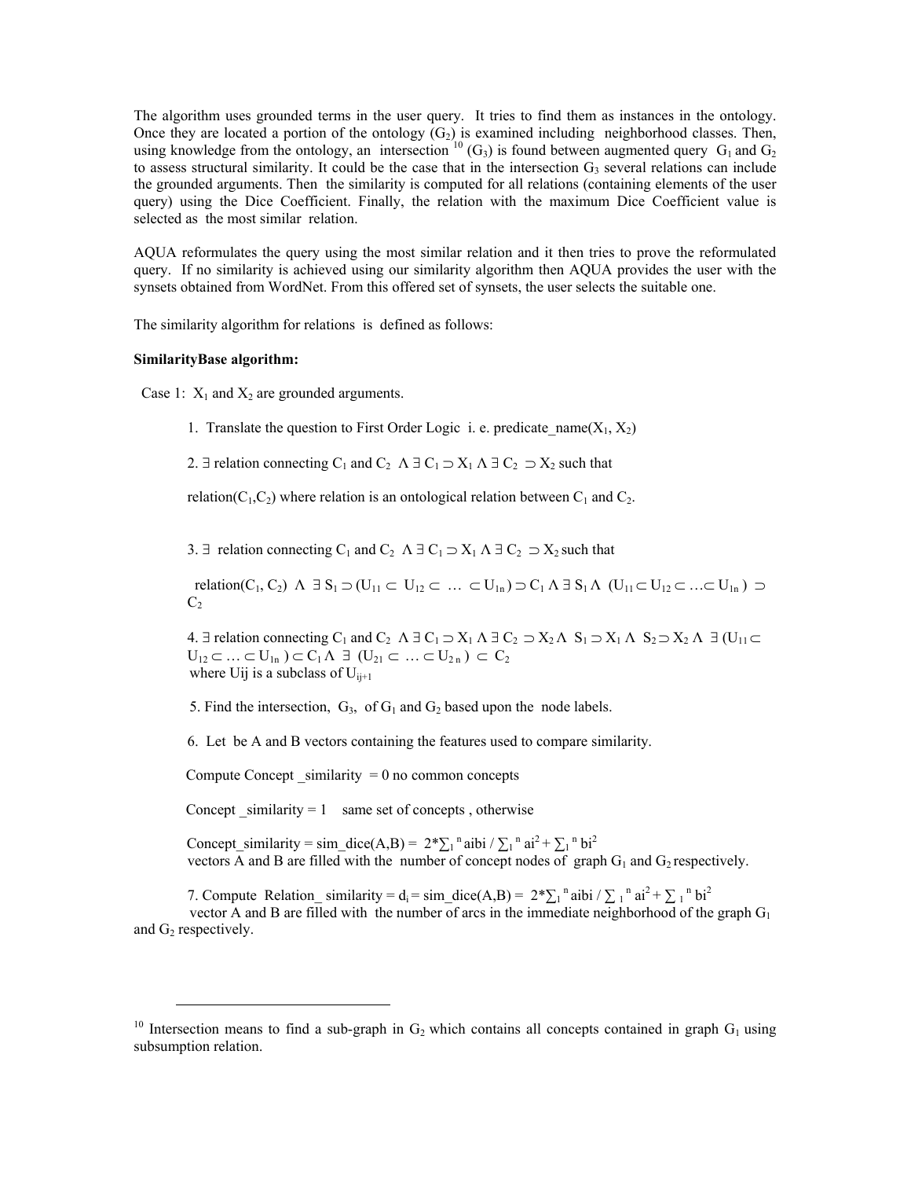The algorithm uses grounded terms in the user query. It tries to find them as instances in the ontology. Once they are located a portion of the ontology ($G_2$) is examined including neighborhood classes. Then, using knowledge from the ontology, an intersection [10] ($G_3$) is found between augmented query $G_1$ and $G_2$ to assess structural similarity. It could be the case that in the intersection $G_3$ several relations can include the grounded arguments. Then the similarity is computed for all relations (containing elements of the user query) using the Dice Coefficient. Finally, the relation with the maximum Dice Coefficient value is selected as the most similar relation.

AQUA reformulates the query using the most similar relation and it then tries to prove the reformulated query. If no similarity is achieved using our similarity algorithm then AQUA provides the user with the synsets obtained from WordNet. From this offered set of synsets, the user selects the suitable one.

The similarity algorithm for relations is defined as follows:

**SimilarityBase algorithm:**

Case 1: $X_1$ and $X_2$ are grounded arguments.

1. Translate the question to First Order Logic i. e. predicate_name($X_1$, $X_2$)

2. $\exists$ relation connecting $C_1$ and $C_2$ $\Lambda \exists C_1 \supset X_1 \Lambda \exists C_2 \supset X_2$ such that

   relation($C_1$,$C_2$) where relation is an ontological relation between $C_1$ and $C_2$.

3. $\exists$ relation connecting $C_1$ and $C_2$ $\Lambda \exists C_1 \supset X_1 \Lambda \exists C_2 \supset X_2$ such that

   relation($C_1$, $C_2$) $\Lambda\ \exists S_1 \supset (U_{11} \subset U_{12} \subset \ldots \subset U_{1n}) \supset C_1 \Lambda \exists S_1 \Lambda\ (U_{11} \subset U_{12} \subset \ldots \subset U_{1n}) \supset C_2$

4. $\exists$ relation connecting $C_1$ and $C_2$ $\Lambda \exists C_1 \supset X_1 \Lambda \exists C_2 \supset X_2 \Lambda\ S_1 \supset X_1 \Lambda\ S_2 \supset X_2 \Lambda\ \exists (U_{11} \subset U_{12} \subset \ldots \subset U_{1n}) \subset C_1 \Lambda\ \exists\ (U_{21} \subset \ldots \subset U_{2n}) \subset C_2$
   where Uij is a subclass of $U_{ij+1}$

5. Find the intersection, $G_3$, of $G_1$ and $G_2$ based upon the node labels.

6. Let be A and B vectors containing the features used to compare similarity.

   Compute Concept _similarity = 0 no common concepts

   Concept _similarity = 1 same set of concepts , otherwise

   Concept_similarity = sim_dice(A,B) = $2*\sum_1^n aibi / \sum_1^n ai^2 + \sum_1^n bi^2$
   vectors A and B are filled with the number of concept nodes of graph $G_1$ and $G_2$ respectively.

7. Compute Relation_ similarity = $d_i$ = sim_dice(A,B) = $2*\sum_1^n aibi / \sum_1^n ai^2 + \sum_1^n bi^2$
   vector A and B are filled with the number of arcs in the immediate neighborhood of the graph $G_1$ and $G_2$ respectively.

---

[10] Intersection means to find a sub-graph in $G_2$ which contains all concepts contained in graph $G_1$ using subsumption relation.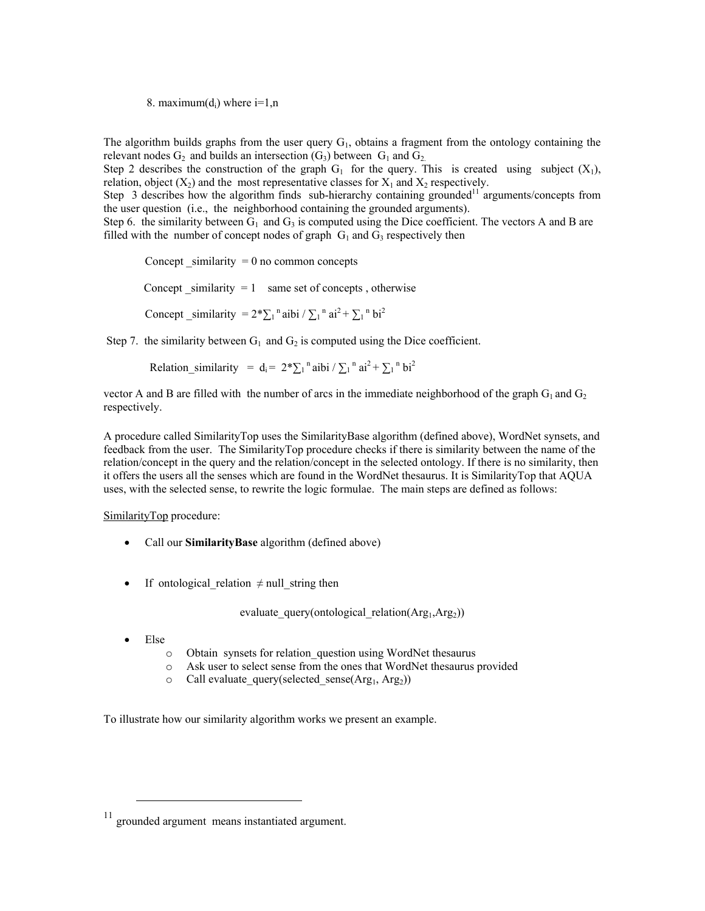8. maximum($d_i$) where i=1,n

The algorithm builds graphs from the user query $G_1$, obtains a fragment from the ontology containing the relevant nodes $G_2$ and builds an intersection ($G_3$) between $G_1$ and $G_2$.

Step 2 describes the construction of the graph $G_1$ for the query. This is created using subject ($X_1$), relation, object ($X_2$) and the most representative classes for $X_1$ and $X_2$ respectively.

Step 3 describes how the algorithm finds sub-hierarchy containing grounded[11] arguments/concepts from the user question (i.e., the neighborhood containing the grounded arguments).

Step 6. the similarity between $G_1$ and $G_3$ is computed using the Dice coefficient. The vectors A and B are filled with the number of concept nodes of graph $G_1$ and $G_3$ respectively then

Concept _similarity = 0 no common concepts

Concept _similarity = 1 same set of concepts , otherwise

Concept _similarity $= 2*\sum_1^n aibi / \sum_1^n ai^2 + \sum_1^n bi^2$

Step 7. the similarity between $G_1$ and $G_2$ is computed using the Dice coefficient.

Relation_similarity $= d_i = 2*\sum_1^n aibi / \sum_1^n ai^2 + \sum_1^n bi^2$

vector A and B are filled with the number of arcs in the immediate neighborhood of the graph $G_1$ and $G_2$ respectively.

A procedure called SimilarityTop uses the SimilarityBase algorithm (defined above), WordNet synsets, and feedback from the user. The SimilarityTop procedure checks if there is similarity between the name of the relation/concept in the query and the relation/concept in the selected ontology. If there is no similarity, then it offers the users all the senses which are found in the WordNet thesaurus. It is SimilarityTop that AQUA uses, with the selected sense, to rewrite the logic formulae. The main steps are defined as follows:

SimilarityTop procedure:

- Call our **SimilarityBase** algorithm (defined above)
- If ontological_relation $\neq$ null_string then

  evaluate_query(ontological_relation($Arg_1$,$Arg_2$))
- Else
  - Obtain synsets for relation_question using WordNet thesaurus
  - Ask user to select sense from the ones that WordNet thesaurus provided
  - Call evaluate_query(selected_sense($Arg_1$, $Arg_2$))

To illustrate how our similarity algorithm works we present an example.

[11] grounded argument means instantiated argument.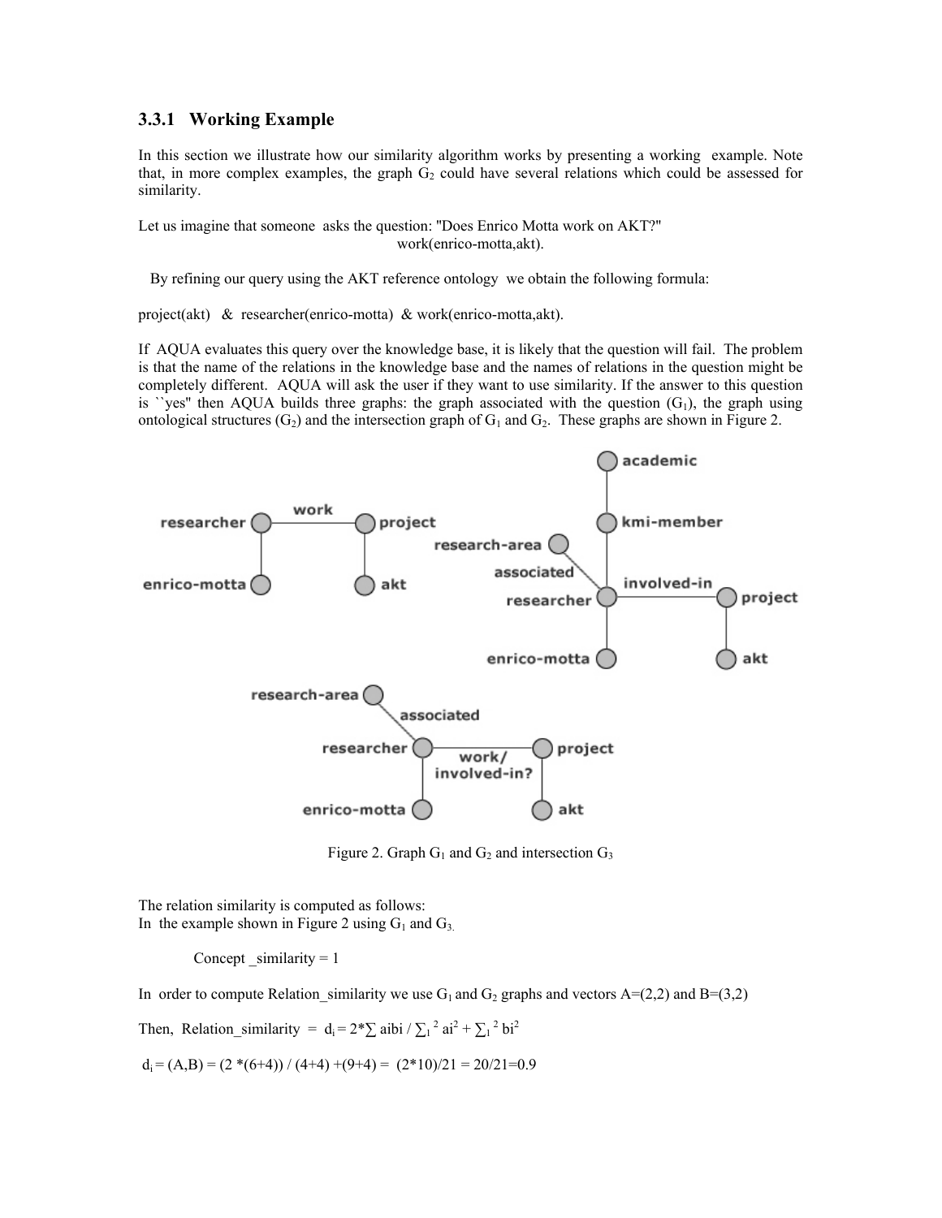### 3.3.1 Working Example

In this section we illustrate how our similarity algorithm works by presenting a working example. Note that, in more complex examples, the graph $G_2$ could have several relations which could be assessed for similarity.

Let us imagine that someone asks the question: "Does Enrico Motta work on AKT?"

work(enrico-motta,akt).

By refining our query using the AKT reference ontology we obtain the following formula:

project(akt) & researcher(enrico-motta) & work(enrico-motta,akt).

If AQUA evaluates this query over the knowledge base, it is likely that the question will fail. The problem is that the name of the relations in the knowledge base and the names of relations in the question might be completely different. AQUA will ask the user if they want to use similarity. If the answer to this question is ``yes'' then AQUA builds three graphs: the graph associated with the question ($G_1$), the graph using ontological structures ($G_2$) and the intersection graph of $G_1$ and $G_2$. These graphs are shown in Figure 2.

Figure 2. Graph $G_1$ and $G_2$ and intersection $G_3$

The relation similarity is computed as follows:
In the example shown in Figure 2 using $G_1$ and $G_3$.

Concept _similarity = 1

In order to compute Relation_similarity we use $G_1$ and $G_2$ graphs and vectors A=(2,2) and B=(3,2)

Then, Relation_similarity = $d_i = 2*\sum aibi / \sum_1^2 ai^2 + \sum_1^2 bi^2$

$d_i = (A,B) = (2 *(6+4)) / (4+4) +(9+4) = (2*10)/21 = 20/21=0.9$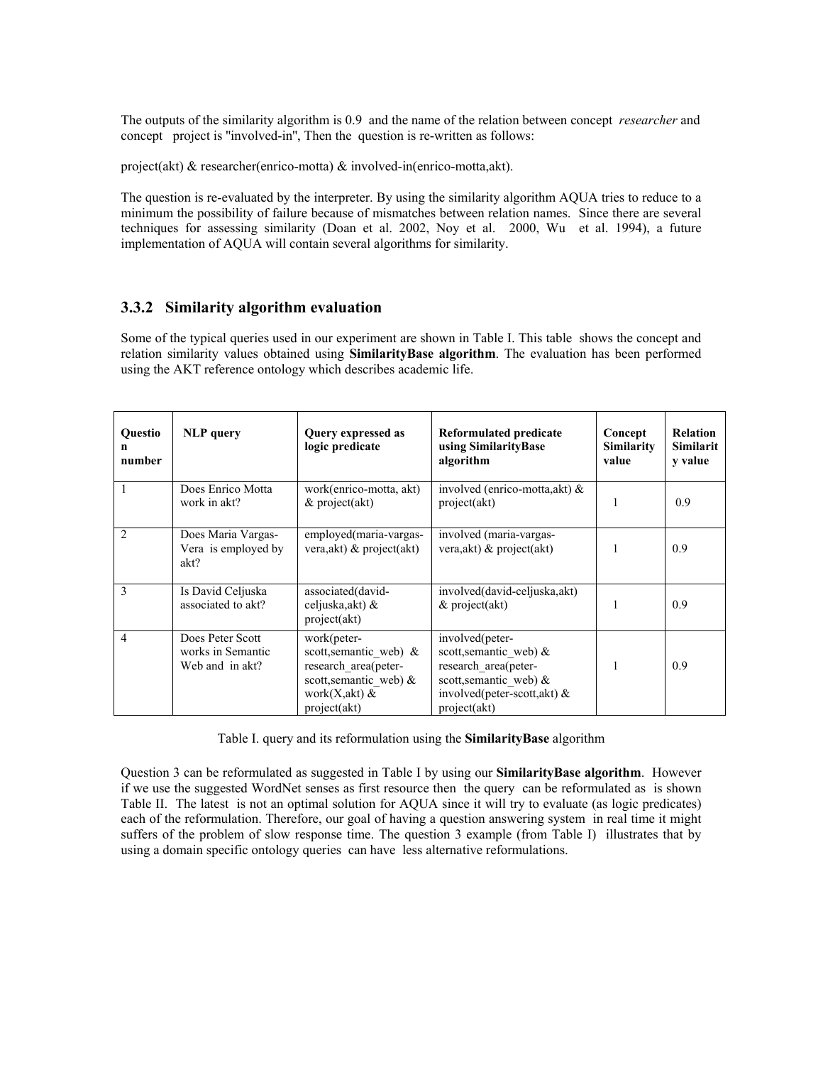The outputs of the similarity algorithm is 0.9 and the name of the relation between concept *researcher* and concept project is "involved-in", Then the question is re-written as follows:

project(akt) & researcher(enrico-motta) & involved-in(enrico-motta,akt).

The question is re-evaluated by the interpreter. By using the similarity algorithm AQUA tries to reduce to a minimum the possibility of failure because of mismatches between relation names. Since there are several techniques for assessing similarity (Doan et al. 2002, Noy et al. 2000, Wu et al. 1994), a future implementation of AQUA will contain several algorithms for similarity.

### 3.3.2 Similarity algorithm evaluation

Some of the typical queries used in our experiment are shown in Table I. This table shows the concept and relation similarity values obtained using **SimilarityBase algorithm**. The evaluation has been performed using the AKT reference ontology which describes academic life.

| Question number | NLP query | Query expressed as logic predicate | Reformulated predicate using SimilarityBase algorithm | Concept Similarity value | Relation Similarity value |
|---|---|---|---|---|---|
| 1 | Does Enrico Motta work in akt? | work(enrico-motta, akt) & project(akt) | involved (enrico-motta,akt) & project(akt) | 1 | 0.9 |
| 2 | Does Maria Vargas-Vera is employed by akt? | employed(maria-vargas-vera,akt) & project(akt) | involved (maria-vargas-vera,akt) & project(akt) | 1 | 0.9 |
| 3 | Is David Celjuska associated to akt? | associated(david-celjuska,akt) & project(akt) | involved(david-celjuska,akt) & project(akt) | 1 | 0.9 |
| 4 | Does Peter Scott works in Semantic Web and in akt? | work(peter-scott,semantic_web) & research_area(peter-scott,semantic_web) & work(X,akt) & project(akt) | involved(peter-scott,semantic_web) & research_area(peter-scott,semantic_web) & involved(peter-scott,akt) & project(akt) | 1 | 0.9 |

Table I. query and its reformulation using the **SimilarityBase** algorithm

Question 3 can be reformulated as suggested in Table I by using our **SimilarityBase algorithm**. However if we use the suggested WordNet senses as first resource then the query can be reformulated as is shown Table II. The latest is not an optimal solution for AQUA since it will try to evaluate (as logic predicates) each of the reformulation. Therefore, our goal of having a question answering system in real time it might suffers of the problem of slow response time. The question 3 example (from Table I) illustrates that by using a domain specific ontology queries can have less alternative reformulations.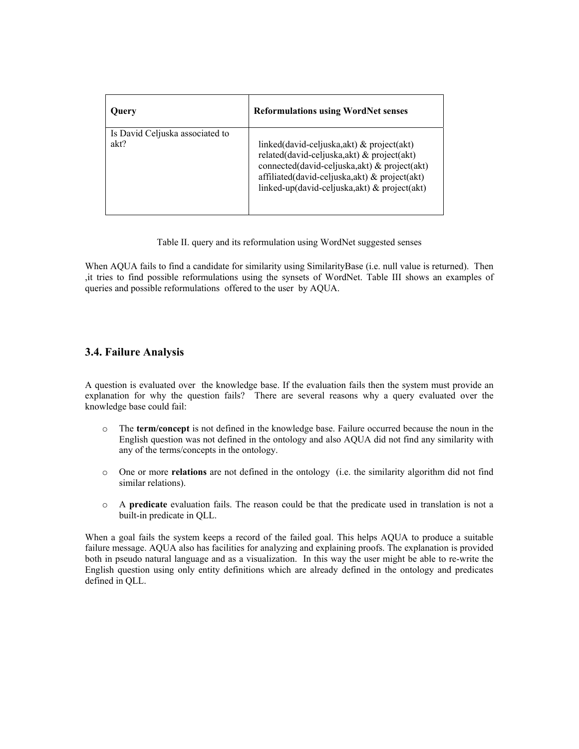| Query | Reformulations using WordNet senses |
| --- | --- |
| Is David Celjuska associated to akt? | linked(david-celjuska,akt) & project(akt)<br>related(david-celjuska,akt) & project(akt)<br>connected(david-celjuska,akt) & project(akt)<br>affiliated(david-celjuska,akt) & project(akt)<br>linked-up(david-celjuska,akt) & project(akt) |

Table II. query and its reformulation using WordNet suggested senses

When AQUA fails to find a candidate for similarity using SimilarityBase (i.e. null value is returned). Then ,it tries to find possible reformulations using the synsets of WordNet. Table III shows an examples of queries and possible reformulations offered to the user by AQUA.

### 3.4. Failure Analysis

A question is evaluated over the knowledge base. If the evaluation fails then the system must provide an explanation for why the question fails? There are several reasons why a query evaluated over the knowledge base could fail:

- The **term/concept** is not defined in the knowledge base. Failure occurred because the noun in the English question was not defined in the ontology and also AQUA did not find any similarity with any of the terms/concepts in the ontology.
- One or more **relations** are not defined in the ontology (i.e. the similarity algorithm did not find similar relations).
- A **predicate** evaluation fails. The reason could be that the predicate used in translation is not a built-in predicate in QLL.

When a goal fails the system keeps a record of the failed goal. This helps AQUA to produce a suitable failure message. AQUA also has facilities for analyzing and explaining proofs. The explanation is provided both in pseudo natural language and as a visualization. In this way the user might be able to re-write the English question using only entity definitions which are already defined in the ontology and predicates defined in QLL.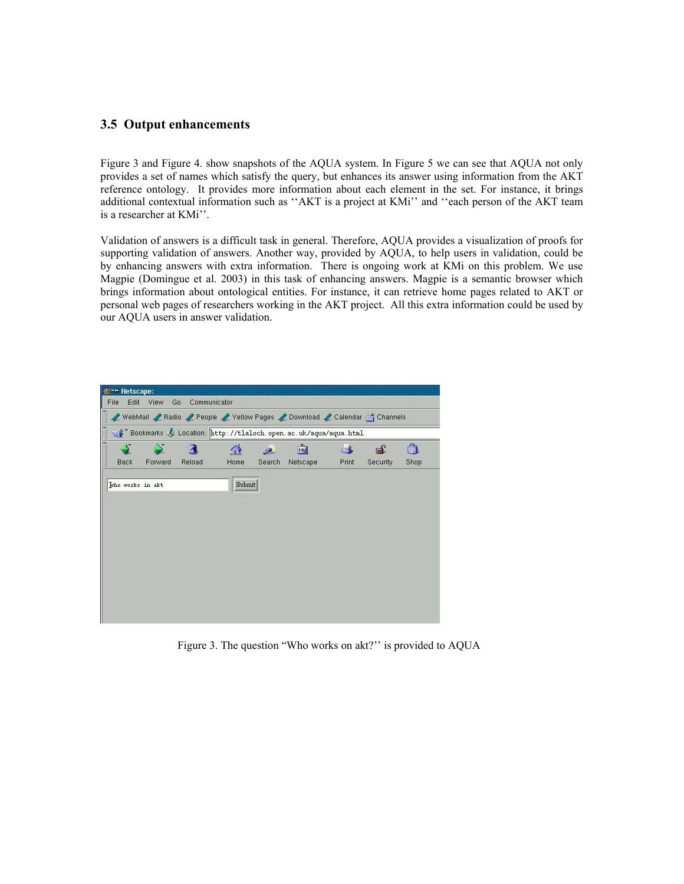### 3.5 Output enhancements

Figure 3 and Figure 4. show snapshots of the AQUA system. In Figure 5 we can see that AQUA not only provides a set of names which satisfy the query, but enhances its answer using information from the AKT reference ontology. It provides more information about each element in the set. For instance, it brings additional contextual information such as ''AKT is a project at KMi'' and ''each person of the AKT team is a researcher at KMi''.

Validation of answers is a difficult task in general. Therefore, AQUA provides a visualization of proofs for supporting validation of answers. Another way, provided by AQUA, to help users in validation, could be by enhancing answers with extra information. There is ongoing work at KMi on this problem. We use Magpie (Domingue et al. 2003) in this task of enhancing answers. Magpie is a semantic browser which brings information about ontological entities. For instance, it can retrieve home pages related to AKT or personal web pages of researchers working in the AKT project. All this extra information could be used by our AQUA users in answer validation.

Figure 3. The question "Who works on akt?'' is provided to AQUA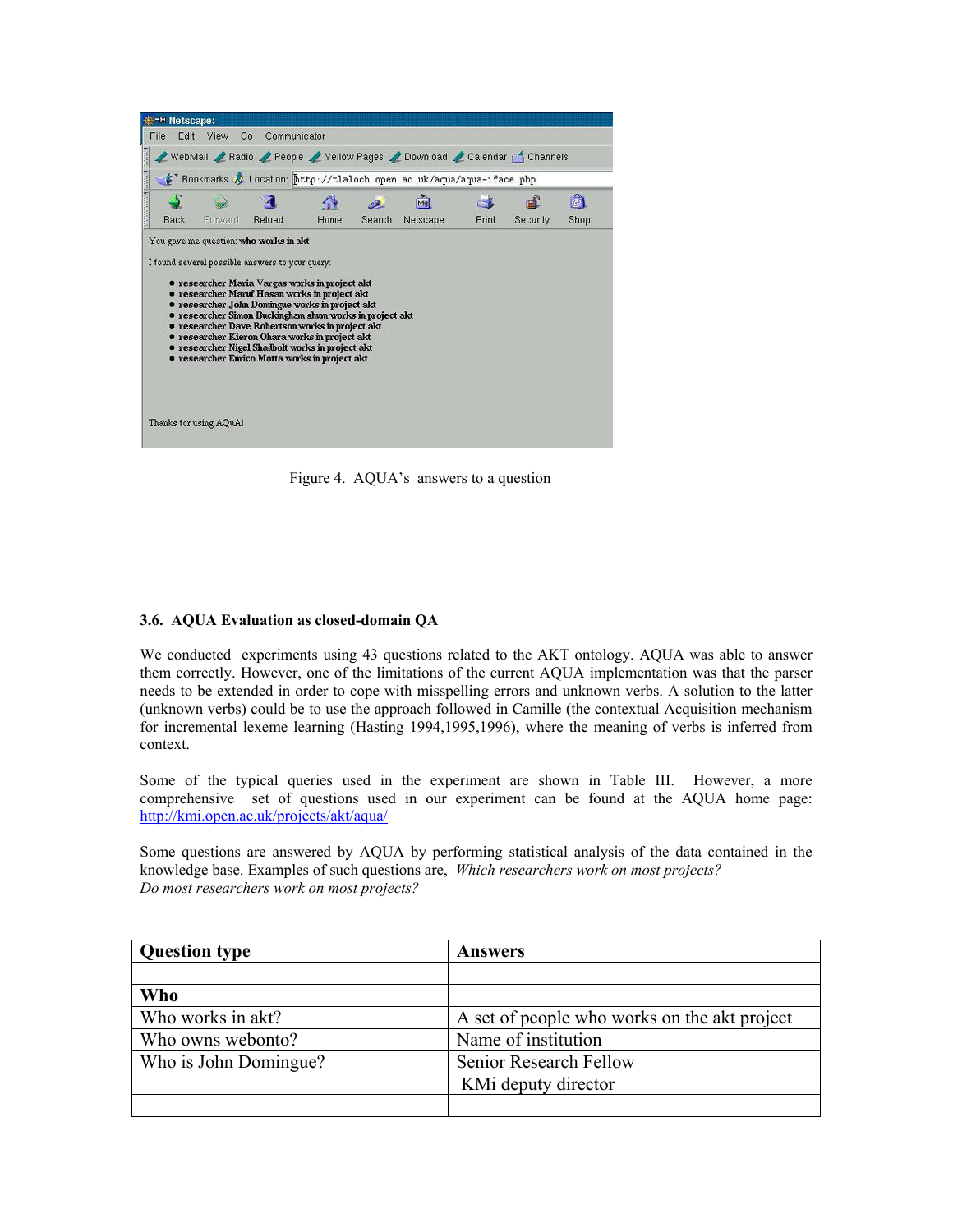Figure 4. AQUA's answers to a question

### 3.6. AQUA Evaluation as closed-domain QA

We conducted experiments using 43 questions related to the AKT ontology. AQUA was able to answer them correctly. However, one of the limitations of the current AQUA implementation was that the parser needs to be extended in order to cope with misspelling errors and unknown verbs. A solution to the latter (unknown verbs) could be to use the approach followed in Camille (the contextual Acquisition mechanism for incremental lexeme learning (Hasting 1994,1995,1996), where the meaning of verbs is inferred from context.

Some of the typical queries used in the experiment are shown in Table III. However, a more comprehensive set of questions used in our experiment can be found at the AQUA home page: http://kmi.open.ac.uk/projects/akt/aqua/

Some questions are answered by AQUA by performing statistical analysis of the data contained in the knowledge base. Examples of such questions are, *Which researchers work on most projects?* *Do most researchers work on most projects?*

| Question type | Answers |
|---|---|
| | |
| **Who** | |
| Who works in akt? | A set of people who works on the akt project |
| Who owns webonto? | Name of institution |
| Who is John Domingue? | Senior Research Fellow<br>KMi deputy director |
| | |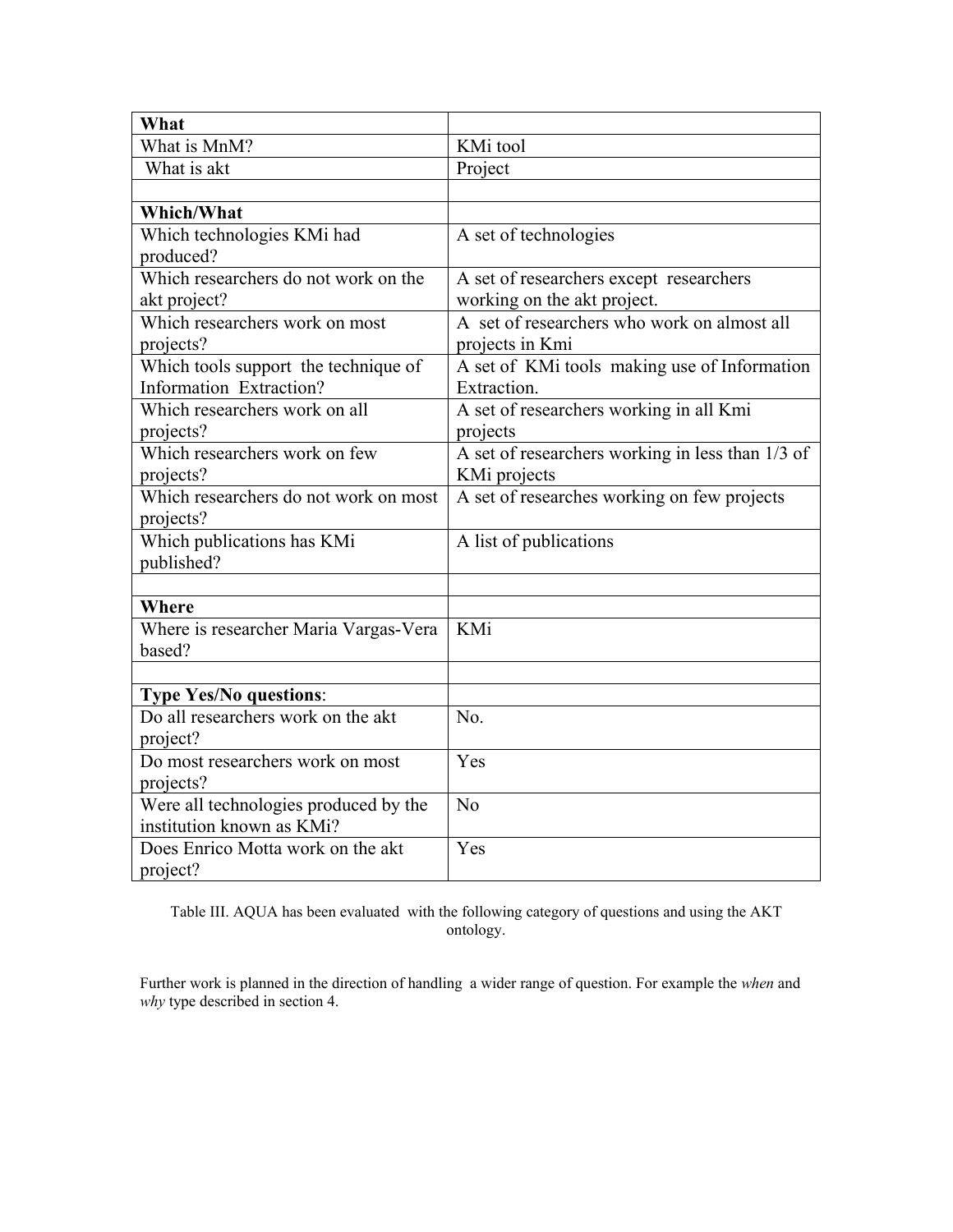| **What** | |
| --- | --- |
| What is MnM? | KMi tool |
| What is akt | Project |
| | |
| **Which/What** | |
| Which technologies KMi had produced? | A set of technologies |
| Which researchers do not work on the akt project? | A set of researchers except researchers working on the akt project. |
| Which researchers work on most projects? | A set of researchers who work on almost all projects in Kmi |
| Which tools support the technique of Information Extraction? | A set of KMi tools making use of Information Extraction. |
| Which researchers work on all projects? | A set of researchers working in all Kmi projects |
| Which researchers work on few projects? | A set of researchers working in less than 1/3 of KMi projects |
| Which researchers do not work on most projects? | A set of researches working on few projects |
| Which publications has KMi published? | A list of publications |
| | |
| **Where** | |
| Where is researcher Maria Vargas-Vera based? | KMi |
| | |
| **Type Yes/No questions**: | |
| Do all researchers work on the akt project? | No. |
| Do most researchers work on most projects? | Yes |
| Were all technologies produced by the institution known as KMi? | No |
| Does Enrico Motta work on the akt project? | Yes |

Table III. AQUA has been evaluated with the following category of questions and using the AKT ontology.

Further work is planned in the direction of handling a wider range of question. For example the *when* and *why* type described in section 4.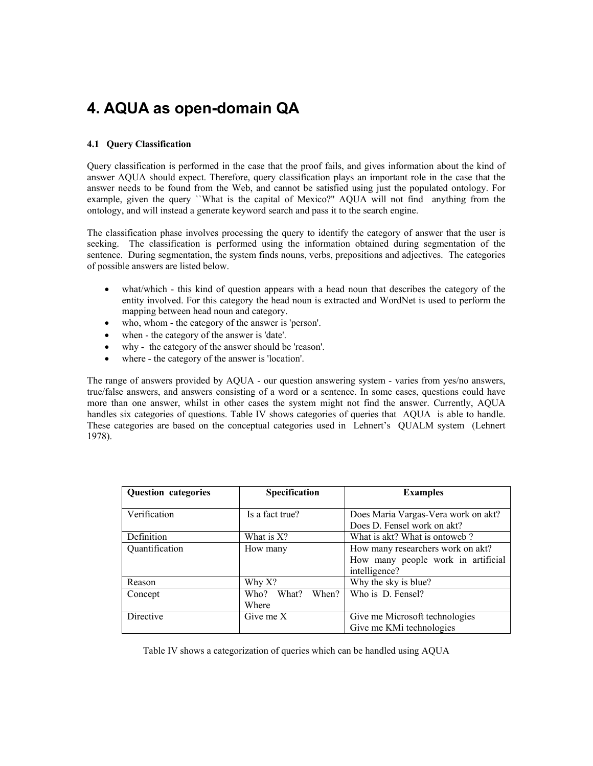# 4. AQUA as open-domain QA

### 4.1 Query Classification

Query classification is performed in the case that the proof fails, and gives information about the kind of answer AQUA should expect. Therefore, query classification plays an important role in the case that the answer needs to be found from the Web, and cannot be satisfied using just the populated ontology. For example, given the query ``What is the capital of Mexico?'' AQUA will not find anything from the ontology, and will instead a generate keyword search and pass it to the search engine.

The classification phase involves processing the query to identify the category of answer that the user is seeking. The classification is performed using the information obtained during segmentation of the sentence. During segmentation, the system finds nouns, verbs, prepositions and adjectives. The categories of possible answers are listed below.

- what/which - this kind of question appears with a head noun that describes the category of the entity involved. For this category the head noun is extracted and WordNet is used to perform the mapping between head noun and category.
- who, whom - the category of the answer is 'person'.
- when - the category of the answer is 'date'.
- why - the category of the answer should be 'reason'.
- where - the category of the answer is 'location'.

The range of answers provided by AQUA - our question answering system - varies from yes/no answers, true/false answers, and answers consisting of a word or a sentence. In some cases, questions could have more than one answer, whilst in other cases the system might not find the answer. Currently, AQUA handles six categories of questions. Table IV shows categories of queries that AQUA is able to handle. These categories are based on the conceptual categories used in Lehnert's QUALM system (Lehnert 1978).

| Question categories | Specification | Examples |
|---|---|---|
| Verification | Is a fact true? | Does Maria Vargas-Vera work on akt? Does D. Fensel work on akt? |
| Definition | What is X? | What is akt? What is ontoweb ? |
| Quantification | How many | How many researchers work on akt? How many people work in artificial intelligence? |
| Reason | Why X? | Why the sky is blue? |
| Concept | Who? What? When? Where | Who is D. Fensel? |
| Directive | Give me X | Give me Microsoft technologies Give me KMi technologies |

Table IV shows a categorization of queries which can be handled using AQUA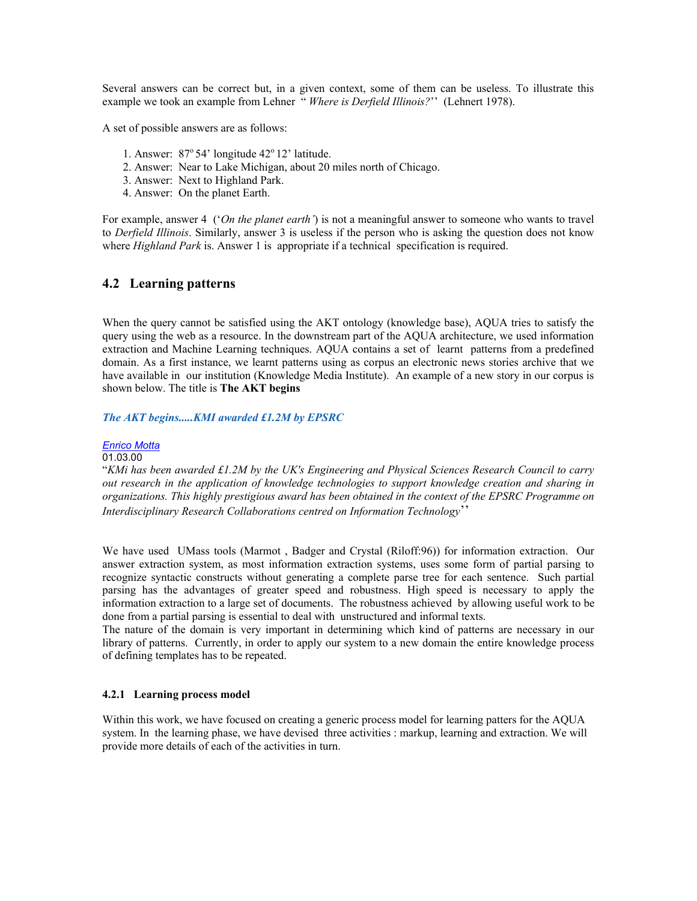Several answers can be correct but, in a given context, some of them can be useless. To illustrate this example we took an example from Lehner " *Where is Derfield Illinois?*'' (Lehnert 1978).

A set of possible answers are as follows:

1. Answer: $87^o$ 54' longitude $42^o$ 12' latitude.
2. Answer: Near to Lake Michigan, about 20 miles north of Chicago.
3. Answer: Next to Highland Park.
4. Answer: On the planet Earth.

For example, answer 4 ('*On the planet earth'*) is not a meaningful answer to someone who wants to travel to *Derfield Illinois*. Similarly, answer 3 is useless if the person who is asking the question does not know where *Highland Park* is. Answer 1 is appropriate if a technical specification is required.

## 4.2 Learning patterns

When the query cannot be satisfied using the AKT ontology (knowledge base), AQUA tries to satisfy the query using the web as a resource. In the downstream part of the AQUA architecture, we used information extraction and Machine Learning techniques. AQUA contains a set of learnt patterns from a predefined domain. As a first instance, we learnt patterns using as corpus an electronic news stories archive that we have available in our institution (Knowledge Media Institute). An example of a new story in our corpus is shown below. The title is **The AKT begins**

***The AKT begins.....KMI awarded £1.2M by EPSRC***

*Enrico Motta*
01.03.00
"*KMi has been awarded £1.2M by the UK's Engineering and Physical Sciences Research Council to carry out research in the application of knowledge technologies to support knowledge creation and sharing in organizations. This highly prestigious award has been obtained in the context of the EPSRC Programme on Interdisciplinary Research Collaborations centred on Information Technology*''

We have used UMass tools (Marmot , Badger and Crystal (Riloff:96)) for information extraction. Our answer extraction system, as most information extraction systems, uses some form of partial parsing to recognize syntactic constructs without generating a complete parse tree for each sentence. Such partial parsing has the advantages of greater speed and robustness. High speed is necessary to apply the information extraction to a large set of documents. The robustness achieved by allowing useful work to be done from a partial parsing is essential to deal with unstructured and informal texts.
The nature of the domain is very important in determining which kind of patterns are necessary in our library of patterns. Currently, in order to apply our system to a new domain the entire knowledge process of defining templates has to be repeated.

### 4.2.1 Learning process model

Within this work, we have focused on creating a generic process model for learning patters for the AQUA system. In the learning phase, we have devised three activities : markup, learning and extraction. We will provide more details of each of the activities in turn.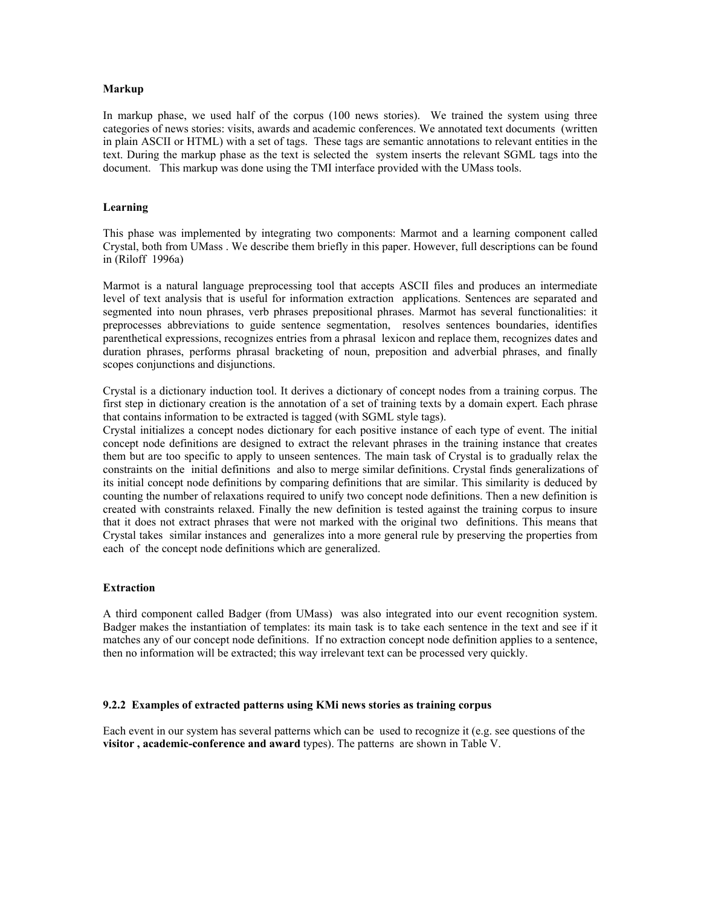**Markup**

In markup phase, we used half of the corpus (100 news stories). We trained the system using three categories of news stories: visits, awards and academic conferences. We annotated text documents (written in plain ASCII or HTML) with a set of tags. These tags are semantic annotations to relevant entities in the text. During the markup phase as the text is selected the system inserts the relevant SGML tags into the document. This markup was done using the TMI interface provided with the UMass tools.

**Learning**

This phase was implemented by integrating two components: Marmot and a learning component called Crystal, both from UMass . We describe them briefly in this paper. However, full descriptions can be found in (Riloff 1996a)

Marmot is a natural language preprocessing tool that accepts ASCII files and produces an intermediate level of text analysis that is useful for information extraction applications. Sentences are separated and segmented into noun phrases, verb phrases prepositional phrases. Marmot has several functionalities: it preprocesses abbreviations to guide sentence segmentation, resolves sentences boundaries, identifies parenthetical expressions, recognizes entries from a phrasal lexicon and replace them, recognizes dates and duration phrases, performs phrasal bracketing of noun, preposition and adverbial phrases, and finally scopes conjunctions and disjunctions.

Crystal is a dictionary induction tool. It derives a dictionary of concept nodes from a training corpus. The first step in dictionary creation is the annotation of a set of training texts by a domain expert. Each phrase that contains information to be extracted is tagged (with SGML style tags).
Crystal initializes a concept nodes dictionary for each positive instance of each type of event. The initial concept node definitions are designed to extract the relevant phrases in the training instance that creates them but are too specific to apply to unseen sentences. The main task of Crystal is to gradually relax the constraints on the initial definitions and also to merge similar definitions. Crystal finds generalizations of its initial concept node definitions by comparing definitions that are similar. This similarity is deduced by counting the number of relaxations required to unify two concept node definitions. Then a new definition is created with constraints relaxed. Finally the new definition is tested against the training corpus to insure that it does not extract phrases that were not marked with the original two definitions. This means that Crystal takes similar instances and generalizes into a more general rule by preserving the properties from each of the concept node definitions which are generalized.

**Extraction**

A third component called Badger (from UMass) was also integrated into our event recognition system. Badger makes the instantiation of templates: its main task is to take each sentence in the text and see if it matches any of our concept node definitions. If no extraction concept node definition applies to a sentence, then no information will be extracted; this way irrelevant text can be processed very quickly.

### 9.2.2 Examples of extracted patterns using KMi news stories as training corpus

Each event in our system has several patterns which can be used to recognize it (e.g. see questions of the **visitor , academic-conference and award** types). The patterns are shown in Table V.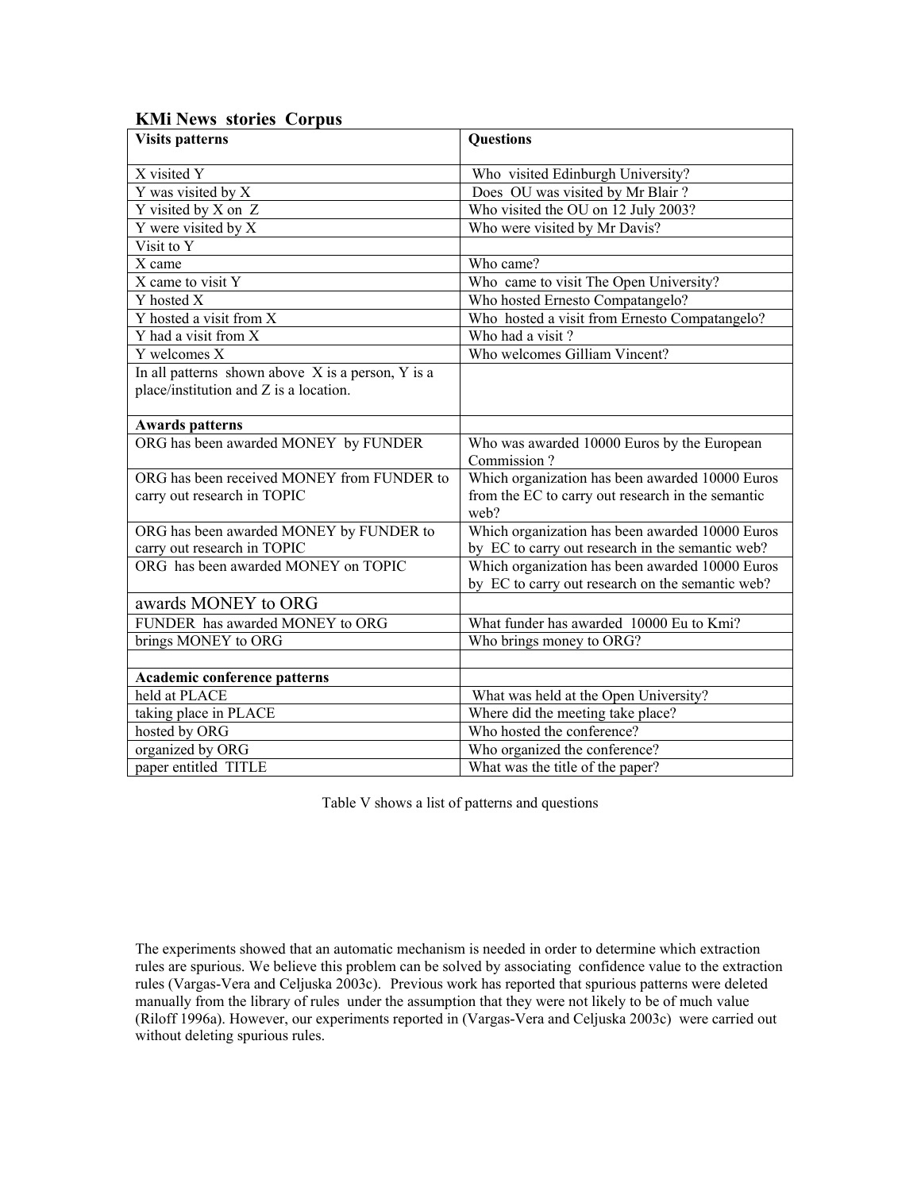### KMi News stories Corpus

| **Visits patterns** | **Questions** |
|---|---|
| X visited Y | Who visited Edinburgh University? |
| Y was visited by X | Does OU was visited by Mr Blair ? |
| Y visited by X on Z | Who visited the OU on 12 July 2003? |
| Y were visited by X | Who were visited by Mr Davis? |
| Visit to Y | |
| X came | Who came? |
| X came to visit Y | Who came to visit The Open University? |
| Y hosted X | Who hosted Ernesto Compatangelo? |
| Y hosted a visit from X | Who hosted a visit from Ernesto Compatangelo? |
| Y had a visit from X | Who had a visit ? |
| Y welcomes X | Who welcomes Gilliam Vincent? |
| In all patterns shown above X is a person, Y is a place/institution and Z is a location. | |
| **Awards patterns** | |
| ORG has been awarded MONEY by FUNDER | Who was awarded 10000 Euros by the European Commission ? |
| ORG has been received MONEY from FUNDER to carry out research in TOPIC | Which organization has been awarded 10000 Euros from the EC to carry out research in the semantic web? |
| ORG has been awarded MONEY by FUNDER to carry out research in TOPIC | Which organization has been awarded 10000 Euros by EC to carry out research in the semantic web? |
| ORG has been awarded MONEY on TOPIC | Which organization has been awarded 10000 Euros by EC to carry out research on the semantic web? |
| awards MONEY to ORG | |
| FUNDER has awarded MONEY to ORG | What funder has awarded 10000 Eu to Kmi? |
| brings MONEY to ORG | Who brings money to ORG? |
| | |
| **Academic conference patterns** | |
| held at PLACE | What was held at the Open University? |
| taking place in PLACE | Where did the meeting take place? |
| hosted by ORG | Who hosted the conference? |
| organized by ORG | Who organized the conference? |
| paper entitled TITLE | What was the title of the paper? |

Table V shows a list of patterns and questions

The experiments showed that an automatic mechanism is needed in order to determine which extraction rules are spurious. We believe this problem can be solved by associating confidence value to the extraction rules (Vargas-Vera and Celjuska 2003c). Previous work has reported that spurious patterns were deleted manually from the library of rules under the assumption that they were not likely to be of much value (Riloff 1996a). However, our experiments reported in (Vargas-Vera and Celjuska 2003c) were carried out without deleting spurious rules.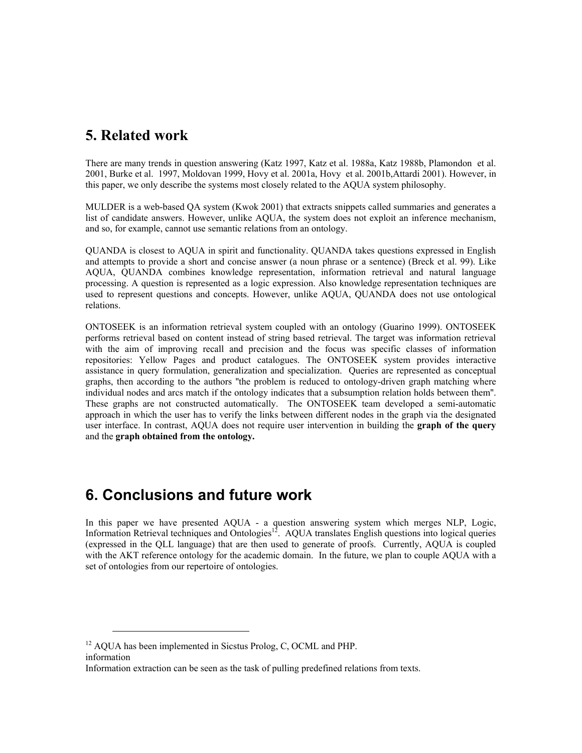## 5. Related work

There are many trends in question answering (Katz 1997, Katz et al. 1988a, Katz 1988b, Plamondon et al. 2001, Burke et al. 1997, Moldovan 1999, Hovy et al. 2001a, Hovy et al. 2001b,Attardi 2001). However, in this paper, we only describe the systems most closely related to the AQUA system philosophy.

MULDER is a web-based QA system (Kwok 2001) that extracts snippets called summaries and generates a list of candidate answers. However, unlike AQUA, the system does not exploit an inference mechanism, and so, for example, cannot use semantic relations from an ontology.

QUANDA is closest to AQUA in spirit and functionality. QUANDA takes questions expressed in English and attempts to provide a short and concise answer (a noun phrase or a sentence) (Breck et al. 99). Like AQUA, QUANDA combines knowledge representation, information retrieval and natural language processing. A question is represented as a logic expression. Also knowledge representation techniques are used to represent questions and concepts. However, unlike AQUA, QUANDA does not use ontological relations.

ONTOSEEK is an information retrieval system coupled with an ontology (Guarino 1999). ONTOSEEK performs retrieval based on content instead of string based retrieval. The target was information retrieval with the aim of improving recall and precision and the focus was specific classes of information repositories: Yellow Pages and product catalogues. The ONTOSEEK system provides interactive assistance in query formulation, generalization and specialization. Queries are represented as conceptual graphs, then according to the authors "the problem is reduced to ontology-driven graph matching where individual nodes and arcs match if the ontology indicates that a subsumption relation holds between them". These graphs are not constructed automatically. The ONTOSEEK team developed a semi-automatic approach in which the user has to verify the links between different nodes in the graph via the designated user interface. In contrast, AQUA does not require user intervention in building the **graph of the query** and the **graph obtained from the ontology.**

## 6. Conclusions and future work

In this paper we have presented AQUA - a question answering system which merges NLP, Logic, Information Retrieval techniques and Ontologies[12]. AQUA translates English questions into logical queries (expressed in the QLL language) that are then used to generate of proofs. Currently, AQUA is coupled with the AKT reference ontology for the academic domain. In the future, we plan to couple AQUA with a set of ontologies from our repertoire of ontologies.

[12] AQUA has been implemented in Sicstus Prolog, C, OCML and PHP.

information

Information extraction can be seen as the task of pulling predefined relations from texts.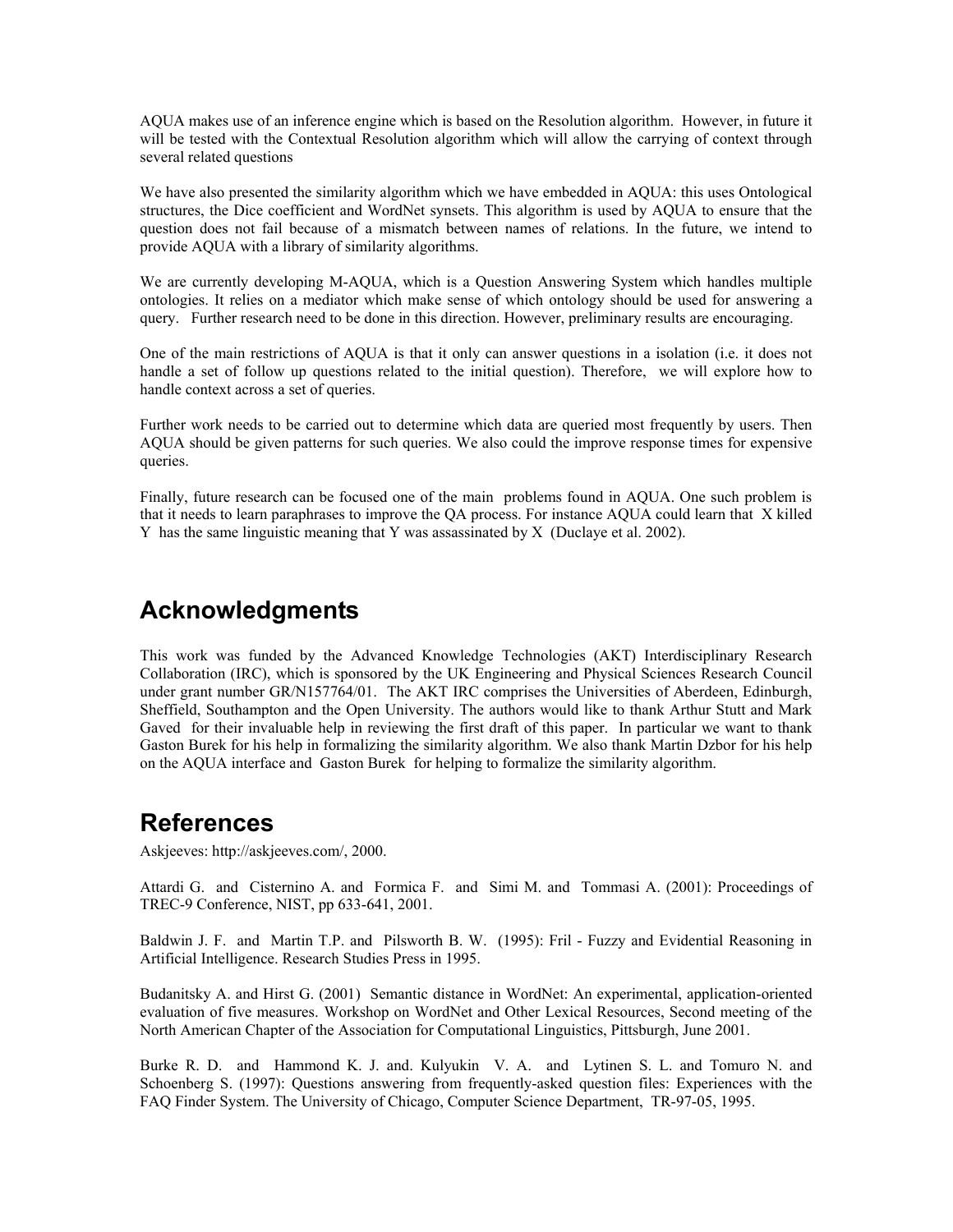AQUA makes use of an inference engine which is based on the Resolution algorithm. However, in future it will be tested with the Contextual Resolution algorithm which will allow the carrying of context through several related questions

We have also presented the similarity algorithm which we have embedded in AQUA: this uses Ontological structures, the Dice coefficient and WordNet synsets. This algorithm is used by AQUA to ensure that the question does not fail because of a mismatch between names of relations. In the future, we intend to provide AQUA with a library of similarity algorithms.

We are currently developing M-AQUA, which is a Question Answering System which handles multiple ontologies. It relies on a mediator which make sense of which ontology should be used for answering a query. Further research need to be done in this direction. However, preliminary results are encouraging.

One of the main restrictions of AQUA is that it only can answer questions in a isolation (i.e. it does not handle a set of follow up questions related to the initial question). Therefore, we will explore how to handle context across a set of queries.

Further work needs to be carried out to determine which data are queried most frequently by users. Then AQUA should be given patterns for such queries. We also could the improve response times for expensive queries.

Finally, future research can be focused one of the main problems found in AQUA. One such problem is that it needs to learn paraphrases to improve the QA process. For instance AQUA could learn that X killed Y has the same linguistic meaning that Y was assassinated by X (Duclaye et al. 2002).

## Acknowledgments

This work was funded by the Advanced Knowledge Technologies (AKT) Interdisciplinary Research Collaboration (IRC), which is sponsored by the UK Engineering and Physical Sciences Research Council under grant number GR/N157764/01. The AKT IRC comprises the Universities of Aberdeen, Edinburgh, Sheffield, Southampton and the Open University. The authors would like to thank Arthur Stutt and Mark Gaved for their invaluable help in reviewing the first draft of this paper. In particular we want to thank Gaston Burek for his help in formalizing the similarity algorithm. We also thank Martin Dzbor for his help on the AQUA interface and Gaston Burek for helping to formalize the similarity algorithm.

## References

Askjeeves: http://askjeeves.com/, 2000.

Attardi G. and Cisternino A. and Formica F. and Simi M. and Tommasi A. (2001): Proceedings of TREC-9 Conference, NIST, pp 633-641, 2001.

Baldwin J. F. and Martin T.P. and Pilsworth B. W. (1995): Fril - Fuzzy and Evidential Reasoning in Artificial Intelligence. Research Studies Press in 1995.

Budanitsky A. and Hirst G. (2001) Semantic distance in WordNet: An experimental, application-oriented evaluation of five measures. Workshop on WordNet and Other Lexical Resources, Second meeting of the North American Chapter of the Association for Computational Linguistics, Pittsburgh, June 2001.

Burke R. D. and Hammond K. J. and. Kulyukin V. A. and Lytinen S. L. and Tomuro N. and Schoenberg S. (1997): Questions answering from frequently-asked question files: Experiences with the FAQ Finder System. The University of Chicago, Computer Science Department, TR-97-05, 1995.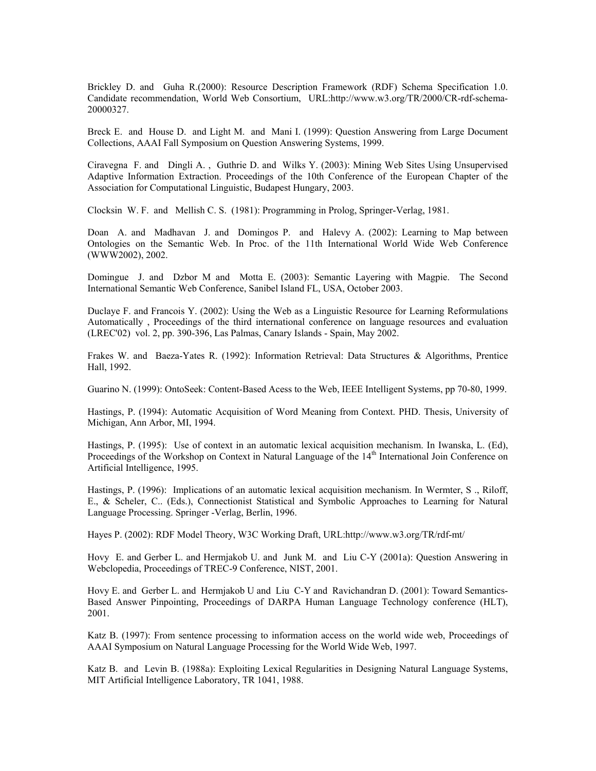Brickley D. and Guha R.(2000): Resource Description Framework (RDF) Schema Specification 1.0. Candidate recommendation, World Web Consortium, URL:http://www.w3.org/TR/2000/CR-rdf-schema-20000327.

Breck E. and House D. and Light M. and Mani I. (1999): Question Answering from Large Document Collections, AAAI Fall Symposium on Question Answering Systems, 1999.

Ciravegna F. and Dingli A. , Guthrie D. and Wilks Y. (2003): Mining Web Sites Using Unsupervised Adaptive Information Extraction. Proceedings of the 10th Conference of the European Chapter of the Association for Computational Linguistic, Budapest Hungary, 2003.

Clocksin W. F. and Mellish C. S. (1981): Programming in Prolog, Springer-Verlag, 1981.

Doan A. and Madhavan J. and Domingos P. and Halevy A. (2002): Learning to Map between Ontologies on the Semantic Web. In Proc. of the 11th International World Wide Web Conference (WWW2002), 2002.

Domingue J. and Dzbor M and Motta E. (2003): Semantic Layering with Magpie. The Second International Semantic Web Conference, Sanibel Island FL, USA, October 2003.

Duclaye F. and Francois Y. (2002): Using the Web as a Linguistic Resource for Learning Reformulations Automatically , Proceedings of the third international conference on language resources and evaluation (LREC'02) vol. 2, pp. 390-396, Las Palmas, Canary Islands - Spain, May 2002.

Frakes W. and Baeza-Yates R. (1992): Information Retrieval: Data Structures & Algorithms, Prentice Hall, 1992.

Guarino N. (1999): OntoSeek: Content-Based Acess to the Web, IEEE Intelligent Systems, pp 70-80, 1999.

Hastings, P. (1994): Automatic Acquisition of Word Meaning from Context. PHD. Thesis, University of Michigan, Ann Arbor, MI, 1994.

Hastings, P. (1995): Use of context in an automatic lexical acquisition mechanism. In Iwanska, L. (Ed), Proceedings of the Workshop on Context in Natural Language of the 14th International Join Conference on Artificial Intelligence, 1995.

Hastings, P. (1996): Implications of an automatic lexical acquisition mechanism. In Wermter, S ., Riloff, E., & Scheler, C.. (Eds.), Connectionist Statistical and Symbolic Approaches to Learning for Natural Language Processing. Springer -Verlag, Berlin, 1996.

Hayes P. (2002): RDF Model Theory, W3C Working Draft, URL:http://www.w3.org/TR/rdf-mt/

Hovy E. and Gerber L. and Hermjakob U. and Junk M. and Liu C-Y (2001a): Question Answering in Webclopedia, Proceedings of TREC-9 Conference, NIST, 2001.

Hovy E. and Gerber L. and Hermjakob U and Liu C-Y and Ravichandran D. (2001): Toward Semantics-Based Answer Pinpointing, Proceedings of DARPA Human Language Technology conference (HLT), 2001.

Katz B. (1997): From sentence processing to information access on the world wide web, Proceedings of AAAI Symposium on Natural Language Processing for the World Wide Web, 1997.

Katz B. and Levin B. (1988a): Exploiting Lexical Regularities in Designing Natural Language Systems, MIT Artificial Intelligence Laboratory, TR 1041, 1988.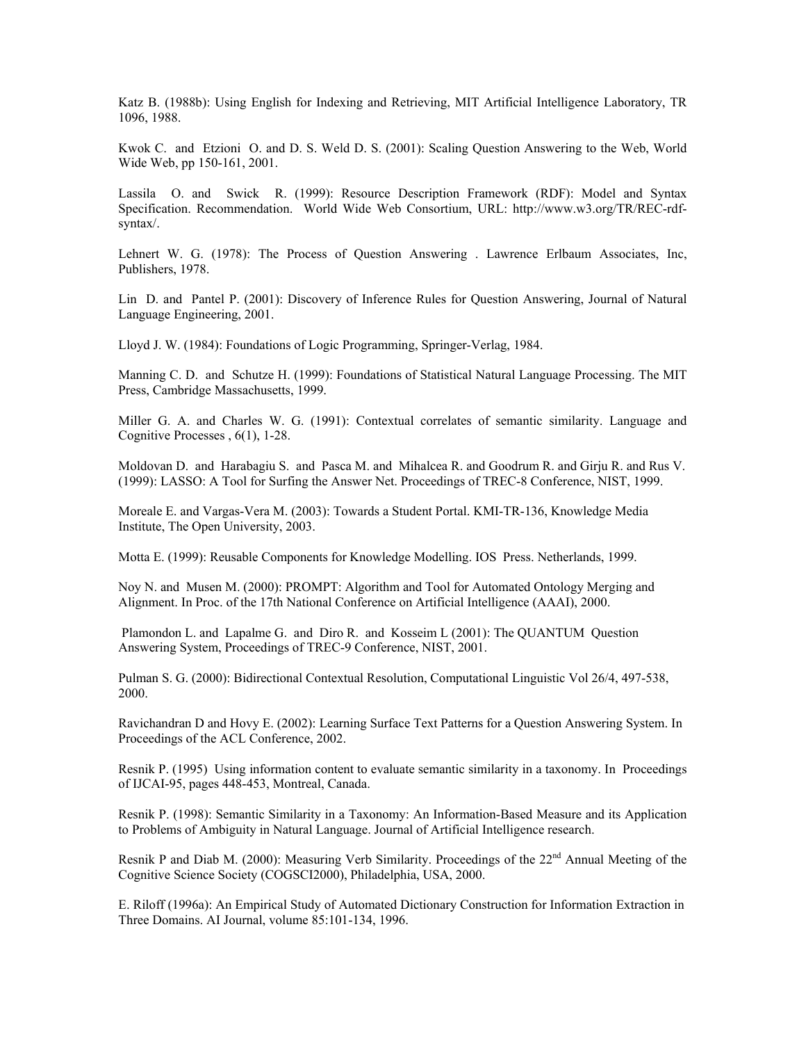Katz B. (1988b): Using English for Indexing and Retrieving, MIT Artificial Intelligence Laboratory, TR 1096, 1988.

Kwok C. and Etzioni O. and D. S. Weld D. S. (2001): Scaling Question Answering to the Web, World Wide Web, pp 150-161, 2001.

Lassila O. and Swick R. (1999): Resource Description Framework (RDF): Model and Syntax Specification. Recommendation. World Wide Web Consortium, URL: http://www.w3.org/TR/REC-rdf-syntax/.

Lehnert W. G. (1978): The Process of Question Answering . Lawrence Erlbaum Associates, Inc, Publishers, 1978.

Lin D. and Pantel P. (2001): Discovery of Inference Rules for Question Answering, Journal of Natural Language Engineering, 2001.

Lloyd J. W. (1984): Foundations of Logic Programming, Springer-Verlag, 1984.

Manning C. D. and Schutze H. (1999): Foundations of Statistical Natural Language Processing. The MIT Press, Cambridge Massachusetts, 1999.

Miller G. A. and Charles W. G. (1991): Contextual correlates of semantic similarity. Language and Cognitive Processes , 6(1), 1-28.

Moldovan D. and Harabagiu S. and Pasca M. and Mihalcea R. and Goodrum R. and Girju R. and Rus V. (1999): LASSO: A Tool for Surfing the Answer Net. Proceedings of TREC-8 Conference, NIST, 1999.

Moreale E. and Vargas-Vera M. (2003): Towards a Student Portal. KMI-TR-136, Knowledge Media Institute, The Open University, 2003.

Motta E. (1999): Reusable Components for Knowledge Modelling. IOS Press. Netherlands, 1999.

Noy N. and Musen M. (2000): PROMPT: Algorithm and Tool for Automated Ontology Merging and Alignment. In Proc. of the 17th National Conference on Artificial Intelligence (AAAI), 2000.

Plamondon L. and Lapalme G. and Diro R. and Kosseim L (2001): The QUANTUM Question Answering System, Proceedings of TREC-9 Conference, NIST, 2001.

Pulman S. G. (2000): Bidirectional Contextual Resolution, Computational Linguistic Vol 26/4, 497-538, 2000.

Ravichandran D and Hovy E. (2002): Learning Surface Text Patterns for a Question Answering System. In Proceedings of the ACL Conference, 2002.

Resnik P. (1995) Using information content to evaluate semantic similarity in a taxonomy. In Proceedings of IJCAI-95, pages 448-453, Montreal, Canada.

Resnik P. (1998): Semantic Similarity in a Taxonomy: An Information-Based Measure and its Application to Problems of Ambiguity in Natural Language. Journal of Artificial Intelligence research.

Resnik P and Diab M. (2000): Measuring Verb Similarity. Proceedings of the 22nd Annual Meeting of the Cognitive Science Society (COGSCI2000), Philadelphia, USA, 2000.

E. Riloff (1996a): An Empirical Study of Automated Dictionary Construction for Information Extraction in Three Domains. AI Journal, volume 85:101-134, 1996.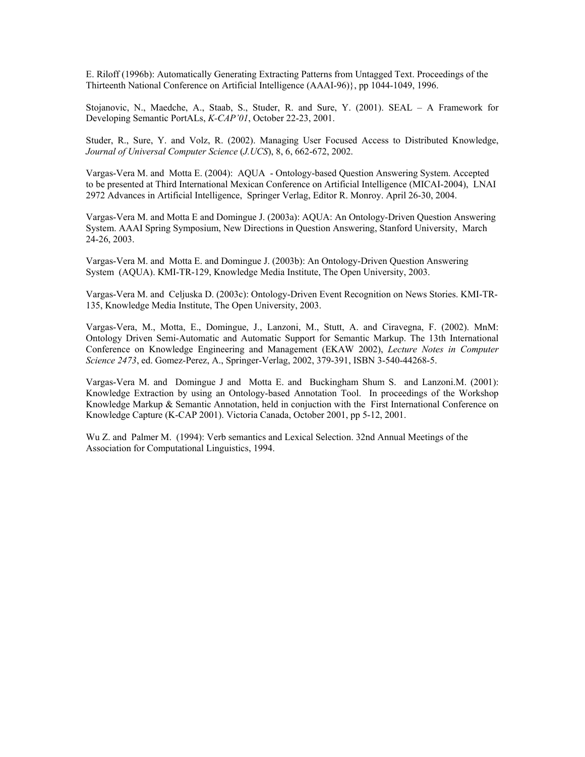E. Riloff (1996b): Automatically Generating Extracting Patterns from Untagged Text. Proceedings of the Thirteenth National Conference on Artificial Intelligence (AAAI-96)}, pp 1044-1049, 1996.

Stojanovic, N., Maedche, A., Staab, S., Studer, R. and Sure, Y. (2001). SEAL – A Framework for Developing Semantic PortALs, *K-CAP'01*, October 22-23, 2001.

Studer, R., Sure, Y. and Volz, R. (2002). Managing User Focused Access to Distributed Knowledge, *Journal of Universal Computer Science* (*J.UCS*), 8, 6, 662-672, 2002.

Vargas-Vera M. and Motta E. (2004): AQUA - Ontology-based Question Answering System. Accepted to be presented at Third International Mexican Conference on Artificial Intelligence (MICAI-2004), LNAI 2972 Advances in Artificial Intelligence, Springer Verlag, Editor R. Monroy. April 26-30, 2004.

Vargas-Vera M. and Motta E and Domingue J. (2003a): AQUA: An Ontology-Driven Question Answering System. AAAI Spring Symposium, New Directions in Question Answering, Stanford University, March 24-26, 2003.

Vargas-Vera M. and Motta E. and Domingue J. (2003b): An Ontology-Driven Question Answering System (AQUA). KMI-TR-129, Knowledge Media Institute, The Open University, 2003.

Vargas-Vera M. and Celjuska D. (2003c): Ontology-Driven Event Recognition on News Stories. KMI-TR-135, Knowledge Media Institute, The Open University, 2003.

Vargas-Vera, M., Motta, E., Domingue, J., Lanzoni, M., Stutt, A. and Ciravegna, F. (2002). MnM: Ontology Driven Semi-Automatic and Automatic Support for Semantic Markup. The 13th International Conference on Knowledge Engineering and Management (EKAW 2002), *Lecture Notes in Computer Science 2473*, ed. Gomez-Perez, A., Springer-Verlag, 2002, 379-391, ISBN 3-540-44268-5.

Vargas-Vera M. and Domingue J and Motta E. and Buckingham Shum S. and Lanzoni.M. (2001): Knowledge Extraction by using an Ontology-based Annotation Tool. In proceedings of the Workshop Knowledge Markup & Semantic Annotation, held in conjuction with the First International Conference on Knowledge Capture (K-CAP 2001). Victoria Canada, October 2001, pp 5-12, 2001.

Wu Z. and Palmer M. (1994): Verb semantics and Lexical Selection. 32nd Annual Meetings of the Association for Computational Linguistics, 1994.